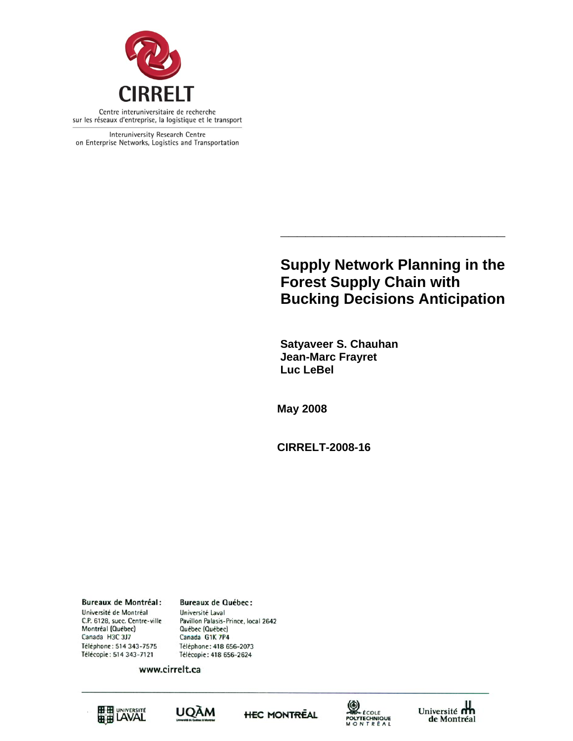CIRRELT

Centre interuniversitaire de recherche sur les réseaux d'entreprise, la logistique et le transport

Interuniversity Research Centre on Enterprise Networks, Logistics and Transportation

# Supply Network Planning in the Forest Supply Chain with Bucking Decisions Anticipation

**Satyaveer S. Chauhan**
**Jean-Marc Frayret**
**Luc LeBel**

**May 2008**

**CIRRELT-2008-16**

**Bureaux de Montréal :**
Université de Montréal
C.P. 6128, succ. Centre-ville
Montréal (Québec)
Canada H3C 3J7
Téléphone : 514 343-7575
Télécopie : 514 343-7121

**Bureaux de Québec :**
Université Laval
Pavillon Palasis-Prince, local 2642
Québec (Québec)
Canada G1K 7P4
Téléphone : 418 656-2073
Télécopie : 418 656-2624

www.cirrelt.ca

Université Laval · UQÀM · HEC Montréal · École Polytechnique Montréal · Université de Montréal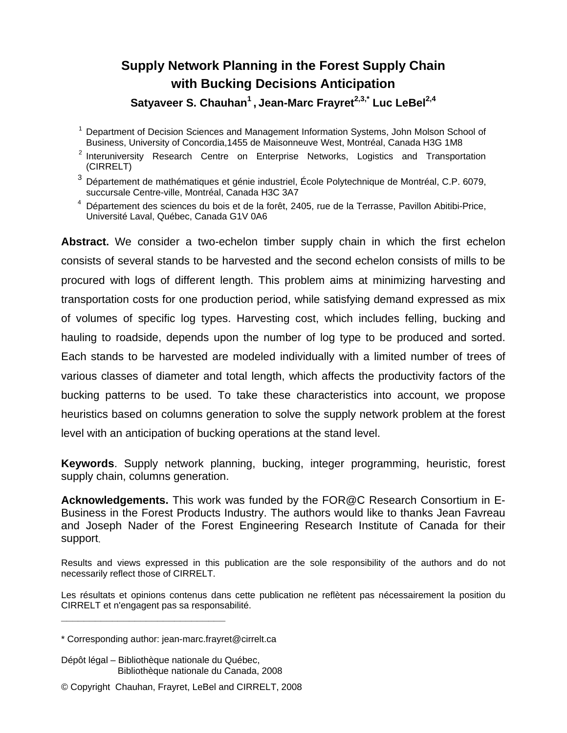# Supply Network Planning in the Forest Supply Chain with Bucking Decisions Anticipation

**Satyaveer S. Chauhan[1] , Jean-Marc Frayret[2,3,*] Luc LeBel[2,4]**

[1] Department of Decision Sciences and Management Information Systems, John Molson School of Business, University of Concordia,1455 de Maisonneuve West, Montréal, Canada H3G 1M8

[2] Interuniversity Research Centre on Enterprise Networks, Logistics and Transportation (CIRRELT)

[3] Département de mathématiques et génie industriel, École Polytechnique de Montréal, C.P. 6079, succursale Centre-ville, Montréal, Canada H3C 3A7

[4] Département des sciences du bois et de la forêt, 2405, rue de la Terrasse, Pavillon Abitibi-Price, Université Laval, Québec, Canada G1V 0A6

**Abstract.** We consider a two-echelon timber supply chain in which the first echelon consists of several stands to be harvested and the second echelon consists of mills to be procured with logs of different length. This problem aims at minimizing harvesting and transportation costs for one production period, while satisfying demand expressed as mix of volumes of specific log types. Harvesting cost, which includes felling, bucking and hauling to roadside, depends upon the number of log type to be produced and sorted. Each stands to be harvested are modeled individually with a limited number of trees of various classes of diameter and total length, which affects the productivity factors of the bucking patterns to be used. To take these characteristics into account, we propose heuristics based on columns generation to solve the supply network problem at the forest level with an anticipation of bucking operations at the stand level.

**Keywords**. Supply network planning, bucking, integer programming, heuristic, forest supply chain, columns generation.

**Acknowledgements.** This work was funded by the FOR@C Research Consortium in E-Business in the Forest Products Industry. The authors would like to thanks Jean Favreau and Joseph Nader of the Forest Engineering Research Institute of Canada for their support.

Results and views expressed in this publication are the sole responsibility of the authors and do not necessarily reflect those of CIRRELT.

Les résultats et opinions contenus dans cette publication ne reflètent pas nécessairement la position du CIRRELT et n'engagent pas sa responsabilité.

---

\* Corresponding author: jean-marc.frayret@cirrelt.ca

Dépôt légal – Bibliothèque nationale du Québec,
Bibliothèque nationale du Canada, 2008

© Copyright Chauhan, Frayret, LeBel and CIRRELT, 2008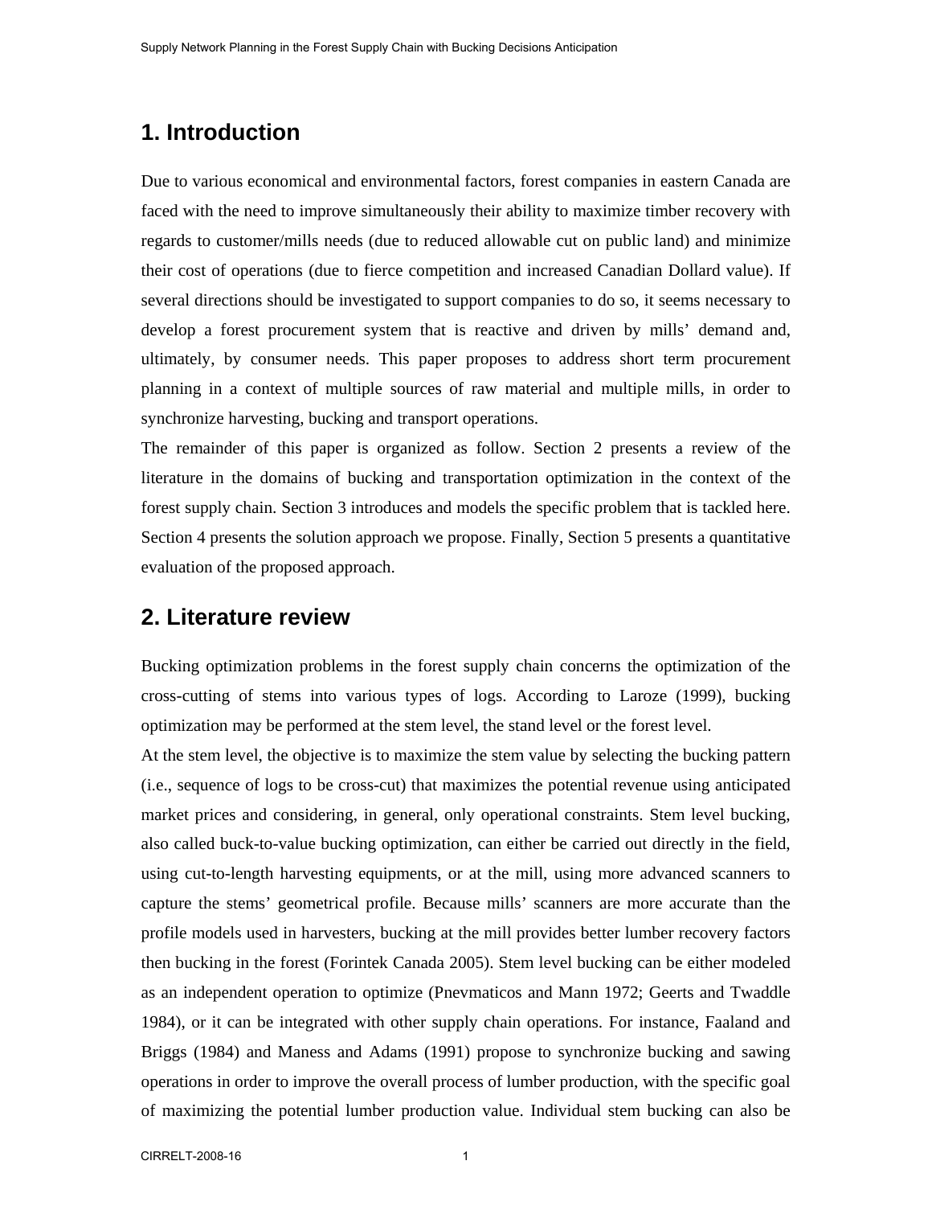## 1. Introduction

Due to various economical and environmental factors, forest companies in eastern Canada are faced with the need to improve simultaneously their ability to maximize timber recovery with regards to customer/mills needs (due to reduced allowable cut on public land) and minimize their cost of operations (due to fierce competition and increased Canadian Dollard value). If several directions should be investigated to support companies to do so, it seems necessary to develop a forest procurement system that is reactive and driven by mills' demand and, ultimately, by consumer needs. This paper proposes to address short term procurement planning in a context of multiple sources of raw material and multiple mills, in order to synchronize harvesting, bucking and transport operations.

The remainder of this paper is organized as follow. Section 2 presents a review of the literature in the domains of bucking and transportation optimization in the context of the forest supply chain. Section 3 introduces and models the specific problem that is tackled here. Section 4 presents the solution approach we propose. Finally, Section 5 presents a quantitative evaluation of the proposed approach.

## 2. Literature review

Bucking optimization problems in the forest supply chain concerns the optimization of the cross-cutting of stems into various types of logs. According to Laroze (1999), bucking optimization may be performed at the stem level, the stand level or the forest level.

At the stem level, the objective is to maximize the stem value by selecting the bucking pattern (i.e., sequence of logs to be cross-cut) that maximizes the potential revenue using anticipated market prices and considering, in general, only operational constraints. Stem level bucking, also called buck-to-value bucking optimization, can either be carried out directly in the field, using cut-to-length harvesting equipments, or at the mill, using more advanced scanners to capture the stems' geometrical profile. Because mills' scanners are more accurate than the profile models used in harvesters, bucking at the mill provides better lumber recovery factors then bucking in the forest (Forintek Canada 2005). Stem level bucking can be either modeled as an independent operation to optimize (Pnevmaticos and Mann 1972; Geerts and Twaddle 1984), or it can be integrated with other supply chain operations. For instance, Faaland and Briggs (1984) and Maness and Adams (1991) propose to synchronize bucking and sawing operations in order to improve the overall process of lumber production, with the specific goal of maximizing the potential lumber production value. Individual stem bucking can also be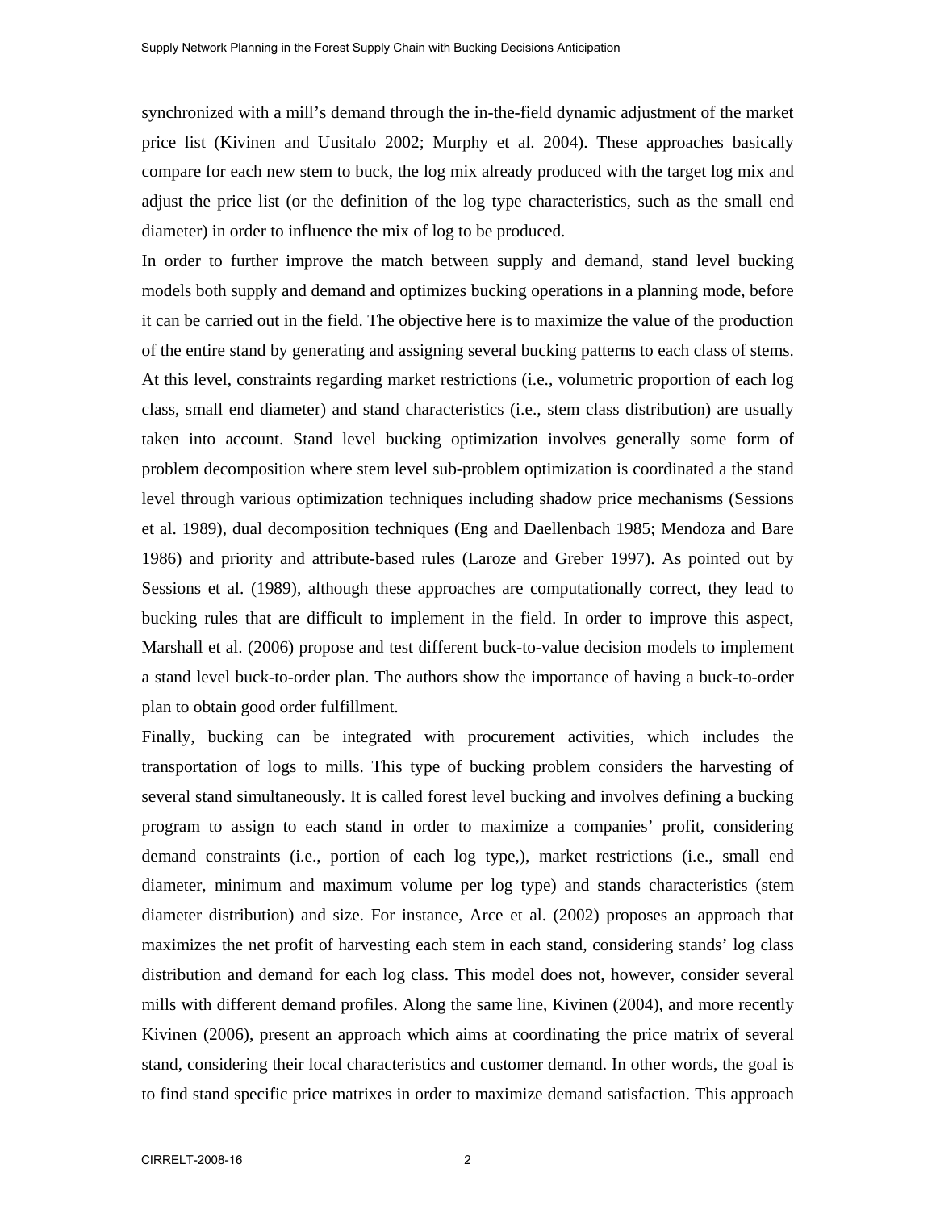synchronized with a mill's demand through the in-the-field dynamic adjustment of the market price list (Kivinen and Uusitalo 2002; Murphy et al. 2004). These approaches basically compare for each new stem to buck, the log mix already produced with the target log mix and adjust the price list (or the definition of the log type characteristics, such as the small end diameter) in order to influence the mix of log to be produced.

In order to further improve the match between supply and demand, stand level bucking models both supply and demand and optimizes bucking operations in a planning mode, before it can be carried out in the field. The objective here is to maximize the value of the production of the entire stand by generating and assigning several bucking patterns to each class of stems. At this level, constraints regarding market restrictions (i.e., volumetric proportion of each log class, small end diameter) and stand characteristics (i.e., stem class distribution) are usually taken into account. Stand level bucking optimization involves generally some form of problem decomposition where stem level sub-problem optimization is coordinated a the stand level through various optimization techniques including shadow price mechanisms (Sessions et al. 1989), dual decomposition techniques (Eng and Daellenbach 1985; Mendoza and Bare 1986) and priority and attribute-based rules (Laroze and Greber 1997). As pointed out by Sessions et al. (1989), although these approaches are computationally correct, they lead to bucking rules that are difficult to implement in the field. In order to improve this aspect, Marshall et al. (2006) propose and test different buck-to-value decision models to implement a stand level buck-to-order plan. The authors show the importance of having a buck-to-order plan to obtain good order fulfillment.

Finally, bucking can be integrated with procurement activities, which includes the transportation of logs to mills. This type of bucking problem considers the harvesting of several stand simultaneously. It is called forest level bucking and involves defining a bucking program to assign to each stand in order to maximize a companies' profit, considering demand constraints (i.e., portion of each log type,), market restrictions (i.e., small end diameter, minimum and maximum volume per log type) and stands characteristics (stem diameter distribution) and size. For instance, Arce et al. (2002) proposes an approach that maximizes the net profit of harvesting each stem in each stand, considering stands' log class distribution and demand for each log class. This model does not, however, consider several mills with different demand profiles. Along the same line, Kivinen (2004), and more recently Kivinen (2006), present an approach which aims at coordinating the price matrix of several stand, considering their local characteristics and customer demand. In other words, the goal is to find stand specific price matrixes in order to maximize demand satisfaction. This approach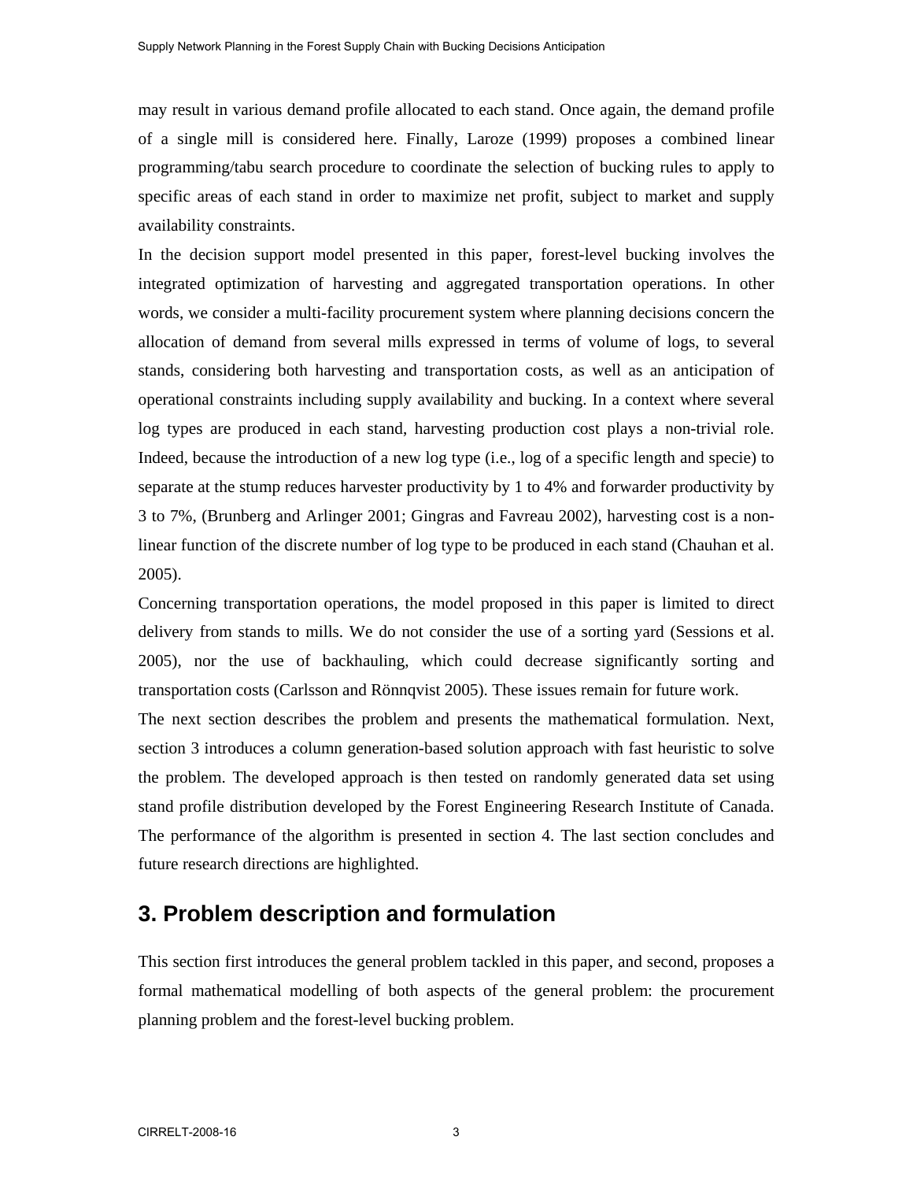may result in various demand profile allocated to each stand. Once again, the demand profile of a single mill is considered here. Finally, Laroze (1999) proposes a combined linear programming/tabu search procedure to coordinate the selection of bucking rules to apply to specific areas of each stand in order to maximize net profit, subject to market and supply availability constraints.

In the decision support model presented in this paper, forest-level bucking involves the integrated optimization of harvesting and aggregated transportation operations. In other words, we consider a multi-facility procurement system where planning decisions concern the allocation of demand from several mills expressed in terms of volume of logs, to several stands, considering both harvesting and transportation costs, as well as an anticipation of operational constraints including supply availability and bucking. In a context where several log types are produced in each stand, harvesting production cost plays a non-trivial role. Indeed, because the introduction of a new log type (i.e., log of a specific length and specie) to separate at the stump reduces harvester productivity by 1 to 4% and forwarder productivity by 3 to 7%, (Brunberg and Arlinger 2001; Gingras and Favreau 2002), harvesting cost is a non-linear function of the discrete number of log type to be produced in each stand (Chauhan et al. 2005).

Concerning transportation operations, the model proposed in this paper is limited to direct delivery from stands to mills. We do not consider the use of a sorting yard (Sessions et al. 2005), nor the use of backhauling, which could decrease significantly sorting and transportation costs (Carlsson and Rönnqvist 2005). These issues remain for future work.

The next section describes the problem and presents the mathematical formulation. Next, section 3 introduces a column generation-based solution approach with fast heuristic to solve the problem. The developed approach is then tested on randomly generated data set using stand profile distribution developed by the Forest Engineering Research Institute of Canada. The performance of the algorithm is presented in section 4. The last section concludes and future research directions are highlighted.

## 3. Problem description and formulation

This section first introduces the general problem tackled in this paper, and second, proposes a formal mathematical modelling of both aspects of the general problem: the procurement planning problem and the forest-level bucking problem.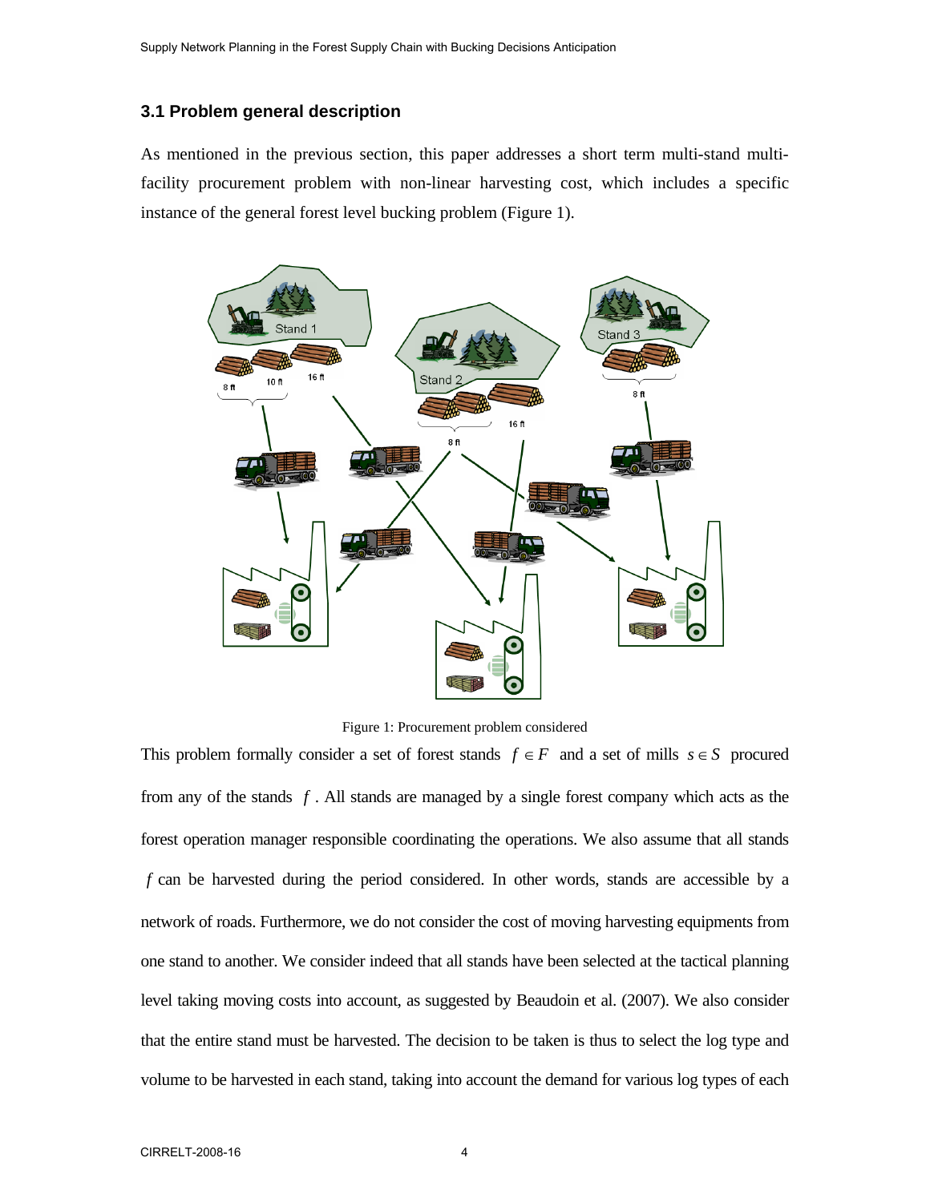### 3.1 Problem general description

As mentioned in the previous section, this paper addresses a short term multi-stand multi-facility procurement problem with non-linear harvesting cost, which includes a specific instance of the general forest level bucking problem (Figure 1).

Figure 1: Procurement problem considered

This problem formally consider a set of forest stands $f \in F$ and a set of mills $s \in S$ procured from any of the stands $f$. All stands are managed by a single forest company which acts as the forest operation manager responsible coordinating the operations. We also assume that all stands $f$ can be harvested during the period considered. In other words, stands are accessible by a network of roads. Furthermore, we do not consider the cost of moving harvesting equipments from one stand to another. We consider indeed that all stands have been selected at the tactical planning level taking moving costs into account, as suggested by Beaudoin et al. (2007). We also consider that the entire stand must be harvested. The decision to be taken is thus to select the log type and volume to be harvested in each stand, taking into account the demand for various log types of each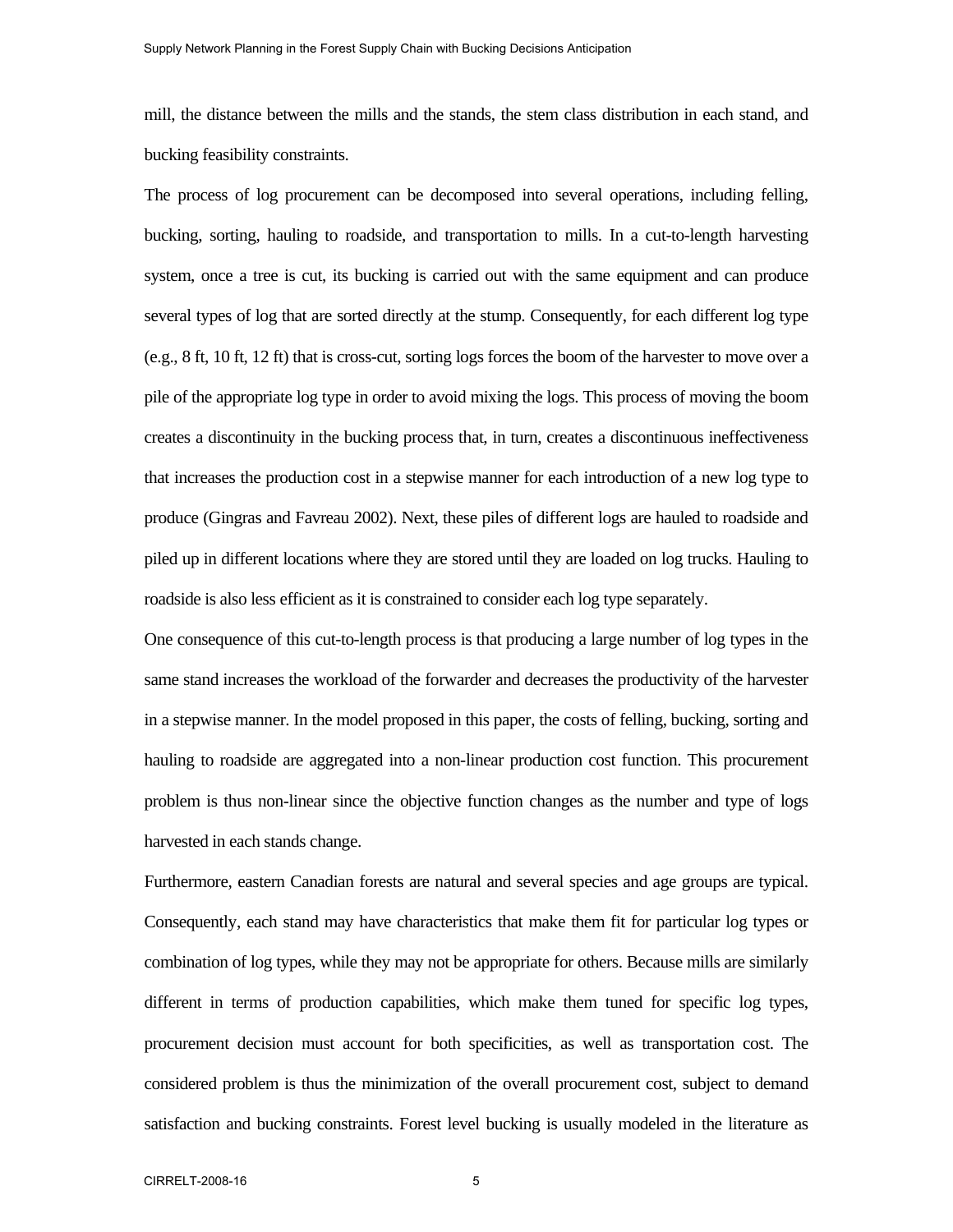mill, the distance between the mills and the stands, the stem class distribution in each stand, and bucking feasibility constraints.

The process of log procurement can be decomposed into several operations, including felling, bucking, sorting, hauling to roadside, and transportation to mills. In a cut-to-length harvesting system, once a tree is cut, its bucking is carried out with the same equipment and can produce several types of log that are sorted directly at the stump. Consequently, for each different log type (e.g., 8 ft, 10 ft, 12 ft) that is cross-cut, sorting logs forces the boom of the harvester to move over a pile of the appropriate log type in order to avoid mixing the logs. This process of moving the boom creates a discontinuity in the bucking process that, in turn, creates a discontinuous ineffectiveness that increases the production cost in a stepwise manner for each introduction of a new log type to produce (Gingras and Favreau 2002). Next, these piles of different logs are hauled to roadside and piled up in different locations where they are stored until they are loaded on log trucks. Hauling to roadside is also less efficient as it is constrained to consider each log type separately.

One consequence of this cut-to-length process is that producing a large number of log types in the same stand increases the workload of the forwarder and decreases the productivity of the harvester in a stepwise manner. In the model proposed in this paper, the costs of felling, bucking, sorting and hauling to roadside are aggregated into a non-linear production cost function. This procurement problem is thus non-linear since the objective function changes as the number and type of logs harvested in each stands change.

Furthermore, eastern Canadian forests are natural and several species and age groups are typical. Consequently, each stand may have characteristics that make them fit for particular log types or combination of log types, while they may not be appropriate for others. Because mills are similarly different in terms of production capabilities, which make them tuned for specific log types, procurement decision must account for both specificities, as well as transportation cost. The considered problem is thus the minimization of the overall procurement cost, subject to demand satisfaction and bucking constraints. Forest level bucking is usually modeled in the literature as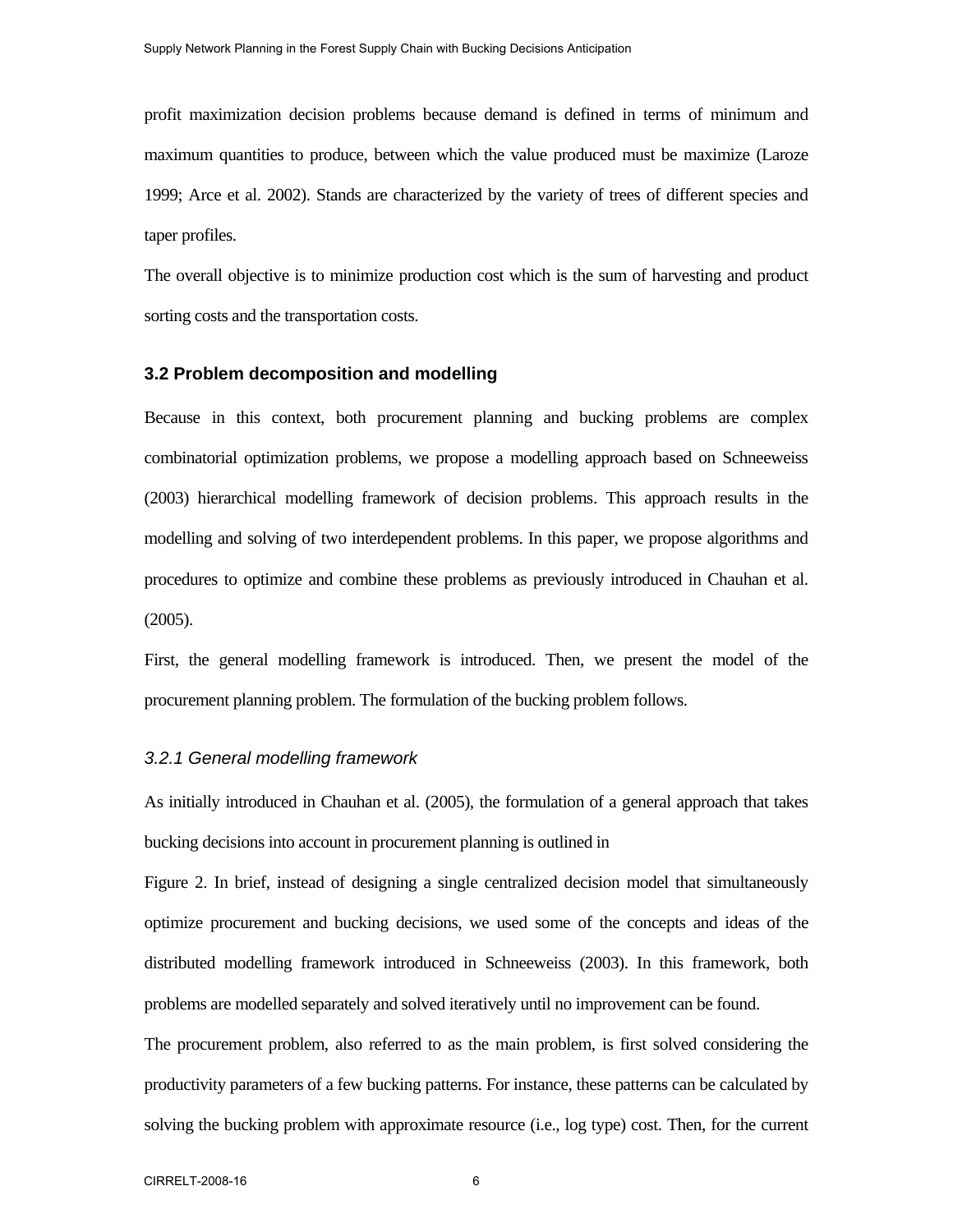profit maximization decision problems because demand is defined in terms of minimum and maximum quantities to produce, between which the value produced must be maximize (Laroze 1999; Arce et al. 2002). Stands are characterized by the variety of trees of different species and taper profiles.

The overall objective is to minimize production cost which is the sum of harvesting and product sorting costs and the transportation costs.

## 3.2 Problem decomposition and modelling

Because in this context, both procurement planning and bucking problems are complex combinatorial optimization problems, we propose a modelling approach based on Schneeweiss (2003) hierarchical modelling framework of decision problems. This approach results in the modelling and solving of two interdependent problems. In this paper, we propose algorithms and procedures to optimize and combine these problems as previously introduced in Chauhan et al. (2005).

First, the general modelling framework is introduced. Then, we present the model of the procurement planning problem. The formulation of the bucking problem follows.

### *3.2.1 General modelling framework*

As initially introduced in Chauhan et al. (2005), the formulation of a general approach that takes bucking decisions into account in procurement planning is outlined in

Figure 2. In brief, instead of designing a single centralized decision model that simultaneously optimize procurement and bucking decisions, we used some of the concepts and ideas of the distributed modelling framework introduced in Schneeweiss (2003). In this framework, both problems are modelled separately and solved iteratively until no improvement can be found.

The procurement problem, also referred to as the main problem, is first solved considering the productivity parameters of a few bucking patterns. For instance, these patterns can be calculated by solving the bucking problem with approximate resource (i.e., log type) cost. Then, for the current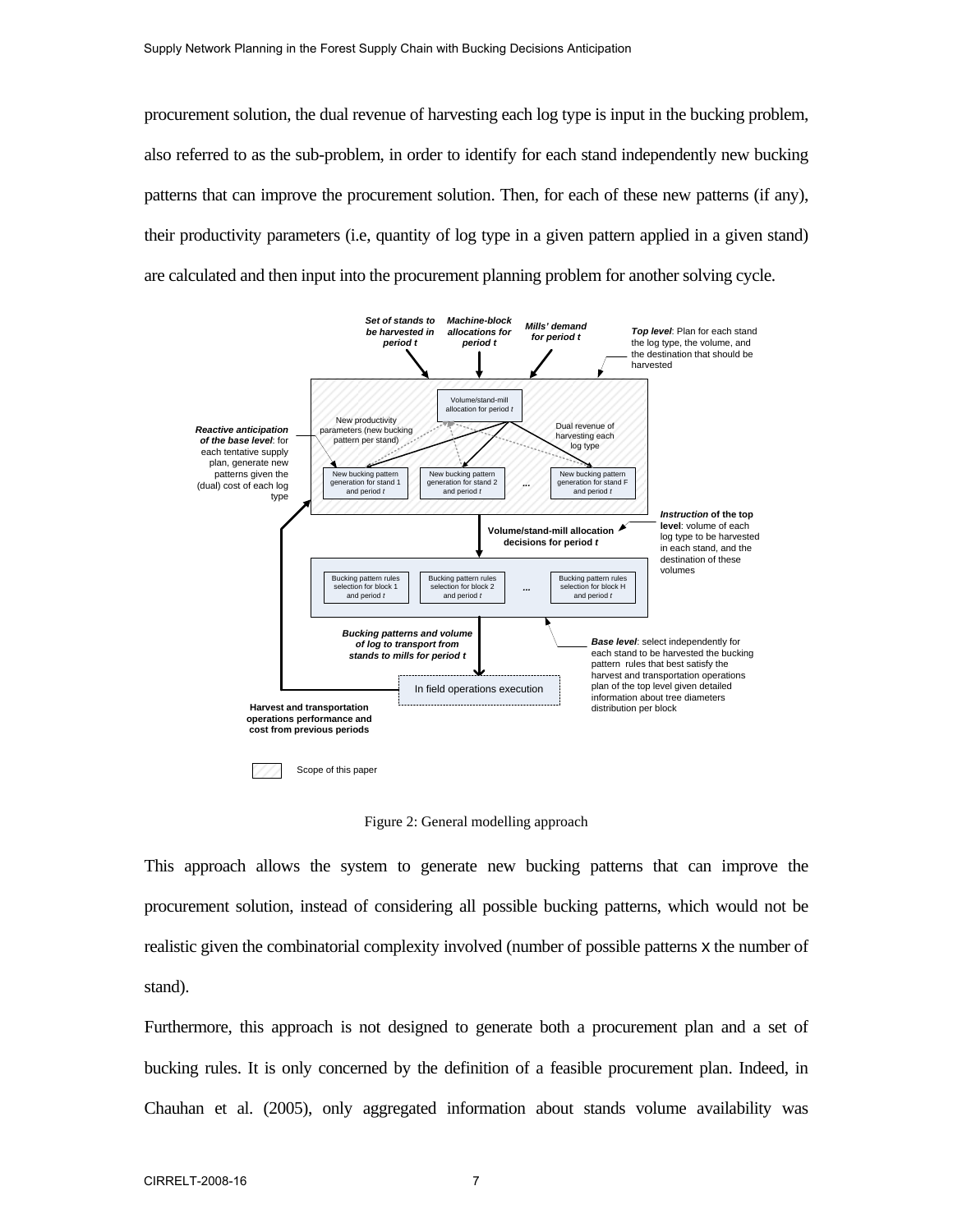procurement solution, the dual revenue of harvesting each log type is input in the bucking problem, also referred to as the sub-problem, in order to identify for each stand independently new bucking patterns that can improve the procurement solution. Then, for each of these new patterns (if any), their productivity parameters (i.e, quantity of log type in a given pattern applied in a given stand) are calculated and then input into the procurement planning problem for another solving cycle.

Figure 2: General modelling approach

This approach allows the system to generate new bucking patterns that can improve the procurement solution, instead of considering all possible bucking patterns, which would not be realistic given the combinatorial complexity involved (number of possible patterns x the number of stand).

Furthermore, this approach is not designed to generate both a procurement plan and a set of bucking rules. It is only concerned by the definition of a feasible procurement plan. Indeed, in Chauhan et al. (2005), only aggregated information about stands volume availability was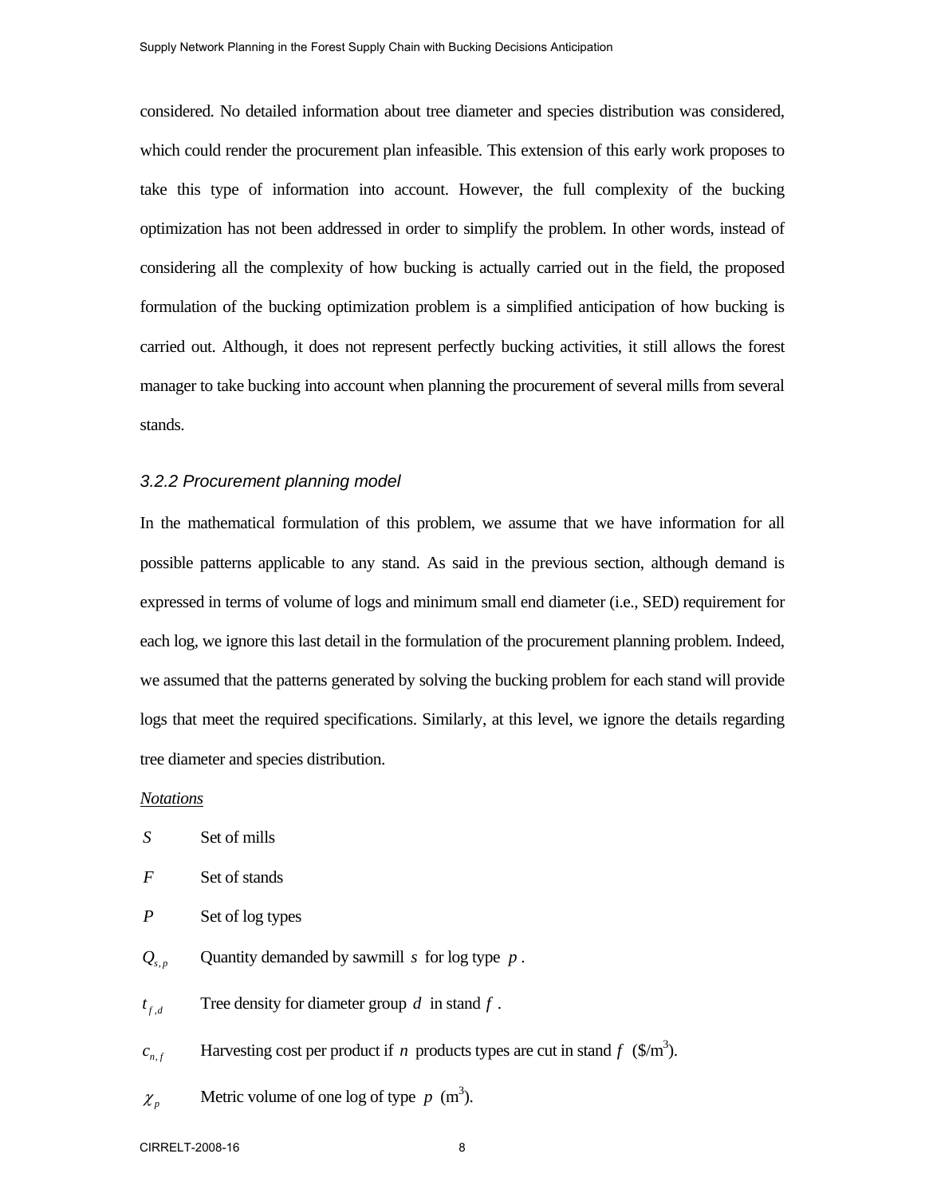considered. No detailed information about tree diameter and species distribution was considered, which could render the procurement plan infeasible. This extension of this early work proposes to take this type of information into account. However, the full complexity of the bucking optimization has not been addressed in order to simplify the problem. In other words, instead of considering all the complexity of how bucking is actually carried out in the field, the proposed formulation of the bucking optimization problem is a simplified anticipation of how bucking is carried out. Although, it does not represent perfectly bucking activities, it still allows the forest manager to take bucking into account when planning the procurement of several mills from several stands.

### *3.2.2 Procurement planning model*

In the mathematical formulation of this problem, we assume that we have information for all possible patterns applicable to any stand. As said in the previous section, although demand is expressed in terms of volume of logs and minimum small end diameter (i.e., SED) requirement for each log, we ignore this last detail in the formulation of the procurement planning problem. Indeed, we assumed that the patterns generated by solving the bucking problem for each stand will provide logs that meet the required specifications. Similarly, at this level, we ignore the details regarding tree diameter and species distribution.

*Notations*

$S$ Set of mills

$F$ Set of stands

$P$ Set of log types

$Q_{s,p}$ Quantity demanded by sawmill $s$ for log type $p$.

$t_{f,d}$ Tree density for diameter group $d$ in stand $f$.

$c_{n,f}$ Harvesting cost per product if $n$ products types are cut in stand $f$ ($/m$^3$).

$\chi_p$ Metric volume of one log of type $p$ (m$^3$).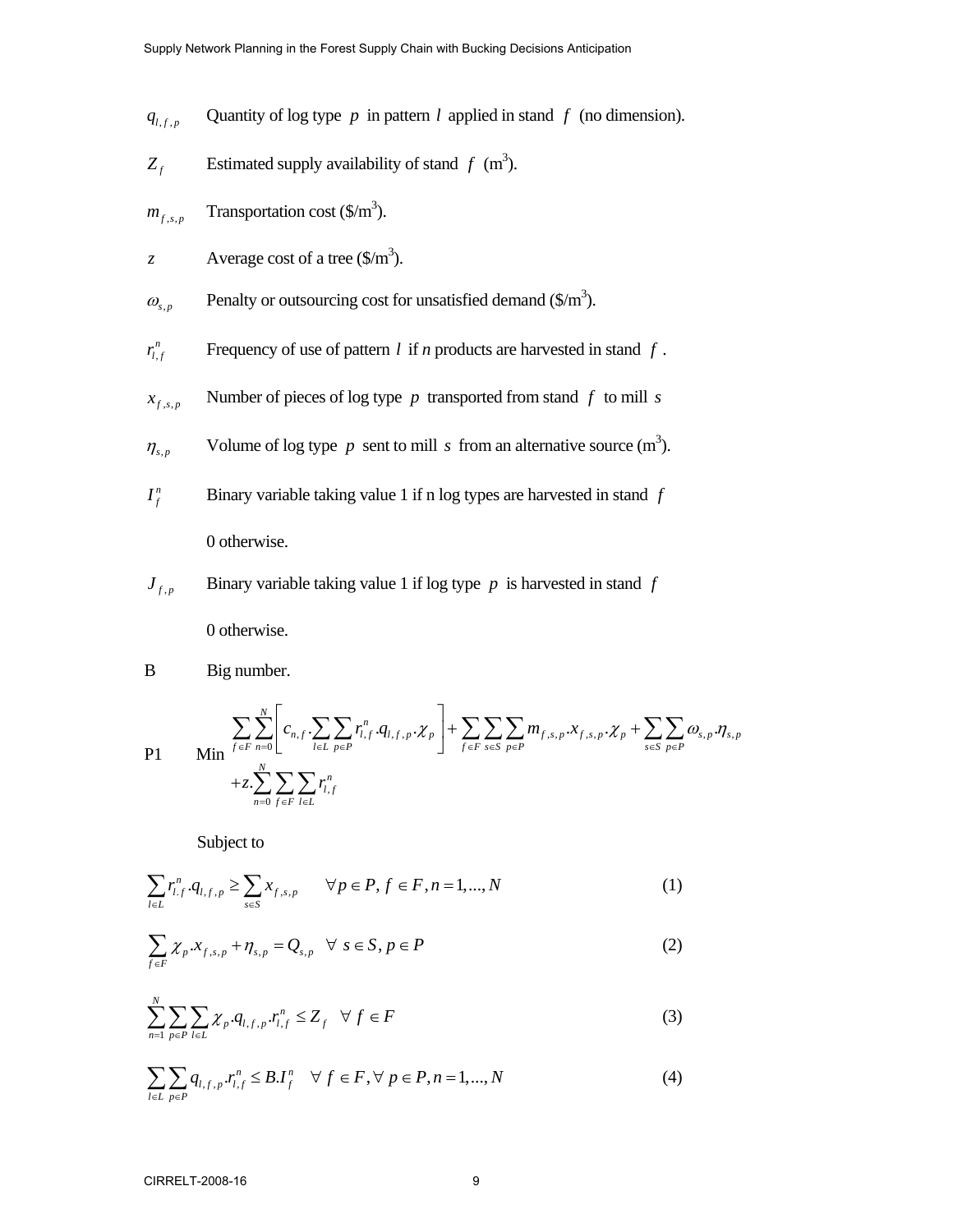$q_{l,f,p}$ Quantity of log type $p$ in pattern $l$ applied in stand $f$ (no dimension).

$Z_f$ Estimated supply availability of stand $f$ ($m^3$).

$m_{f,s,p}$ Transportation cost ($/m^3$).

$z$ Average cost of a tree ($/m^3$).

$\omega_{s,p}$ Penalty or outsourcing cost for unsatisfied demand ($/m^3$).

$r^n_{l,f}$ Frequency of use of pattern $l$ if $n$ products are harvested in stand $f$.

$x_{f,s,p}$ Number of pieces of log type $p$ transported from stand $f$ to mill $s$

$\eta_{s,p}$ Volume of log type $p$ sent to mill $s$ from an alternative source ($m^3$).

$I^n_f$ Binary variable taking value 1 if n log types are harvested in stand $f$

0 otherwise.

$J_{f,p}$ Binary variable taking value 1 if log type $p$ is harvested in stand $f$

0 otherwise.

B Big number.

P1 
$$\text{Min} \sum_{f \in F} \sum_{n=0}^{N} \left[ c_{n,f} . \sum_{l \in L} \sum_{p \in P} r^n_{l,f} . q_{l,f,p} . \chi_p \right] + \sum_{f \in F} \sum_{s \in S} \sum_{p \in P} m_{f,s,p} . x_{f,s,p} . \chi_p + \sum_{s \in S} \sum_{p \in P} \omega_{s,p} . \eta_{s,p} + z . \sum_{n=0}^{N} \sum_{f \in F} \sum_{l \in L} r^n_{l,f}$$

Subject to

$$\sum_{l \in L} r^n_{l.f} . q_{l,f,p} \geq \sum_{s \in S} x_{f,s,p} \quad \forall p \in P, f \in F, n = 1,...,N \tag{1}$$

$$\sum_{f \in F} \chi_p . x_{f,s,p} + \eta_{s,p} = Q_{s,p} \quad \forall\ s \in S, p \in P \tag{2}$$

$$\sum_{n=1}^{N} \sum_{p \in P} \sum_{l \in L} \chi_p . q_{l,f,p} . r^n_{l,f} \leq Z_f \quad \forall\ f \in F \tag{3}$$

$$\sum_{l \in L} \sum_{p \in P} q_{l,f,p} . r^n_{l,f} \leq B . I^n_f \quad \forall\ f \in F, \forall\ p \in P, n = 1,...,N \tag{4}$$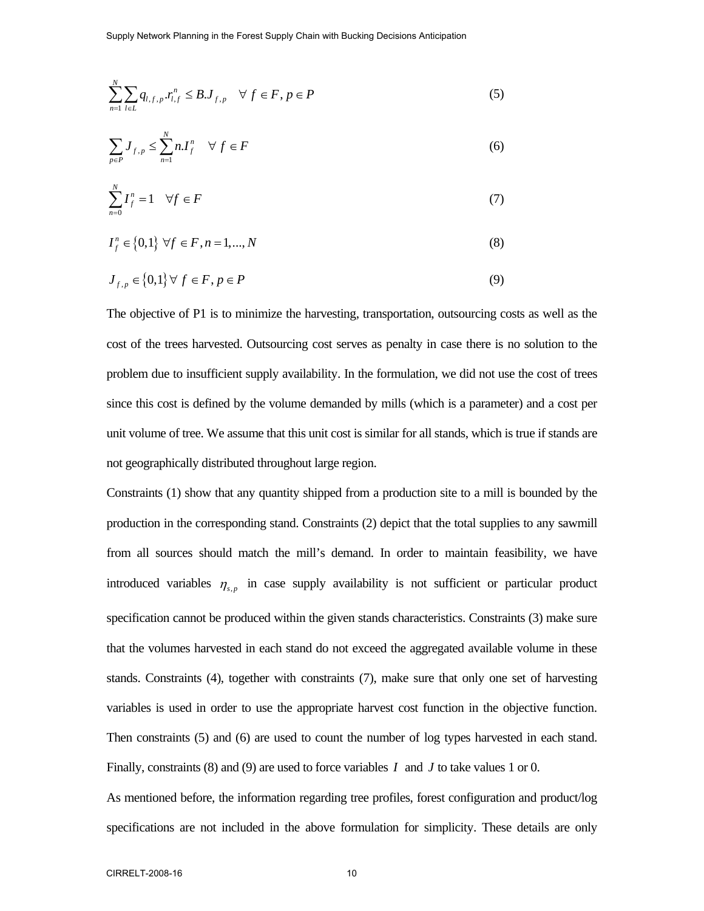$$\sum_{n=1}^{N}\sum_{l\in L} q_{l,f,p}.r_{l,f}^{n} \leq B.J_{f,p} \quad \forall\ f \in F, p \in P \tag{5}$$

$$\sum_{p\in P} J_{f,p} \leq \sum_{n=1}^{N} n.I_{f}^{n} \quad \forall\ f \in F \tag{6}$$

$$\sum_{n=0}^{N} I_{f}^{n} = 1 \quad \forall f \in F \tag{7}$$

$$I_{f}^{n} \in \{0,1\}\ \forall f \in F, n = 1,..., N \tag{8}$$

$$J_{f,p} \in \{0,1\} \forall\ f \in F, p \in P \tag{9}$$

The objective of P1 is to minimize the harvesting, transportation, outsourcing costs as well as the cost of the trees harvested. Outsourcing cost serves as penalty in case there is no solution to the problem due to insufficient supply availability. In the formulation, we did not use the cost of trees since this cost is defined by the volume demanded by mills (which is a parameter) and a cost per unit volume of tree. We assume that this unit cost is similar for all stands, which is true if stands are not geographically distributed throughout large region.

Constraints (1) show that any quantity shipped from a production site to a mill is bounded by the production in the corresponding stand. Constraints (2) depict that the total supplies to any sawmill from all sources should match the mill's demand. In order to maintain feasibility, we have introduced variables $\eta_{s,p}$ in case supply availability is not sufficient or particular product specification cannot be produced within the given stands characteristics. Constraints (3) make sure that the volumes harvested in each stand do not exceed the aggregated available volume in these stands. Constraints (4), together with constraints (7), make sure that only one set of harvesting variables is used in order to use the appropriate harvest cost function in the objective function. Then constraints (5) and (6) are used to count the number of log types harvested in each stand. Finally, constraints (8) and (9) are used to force variables $I$ and $J$ to take values 1 or 0.

As mentioned before, the information regarding tree profiles, forest configuration and product/log specifications are not included in the above formulation for simplicity. These details are only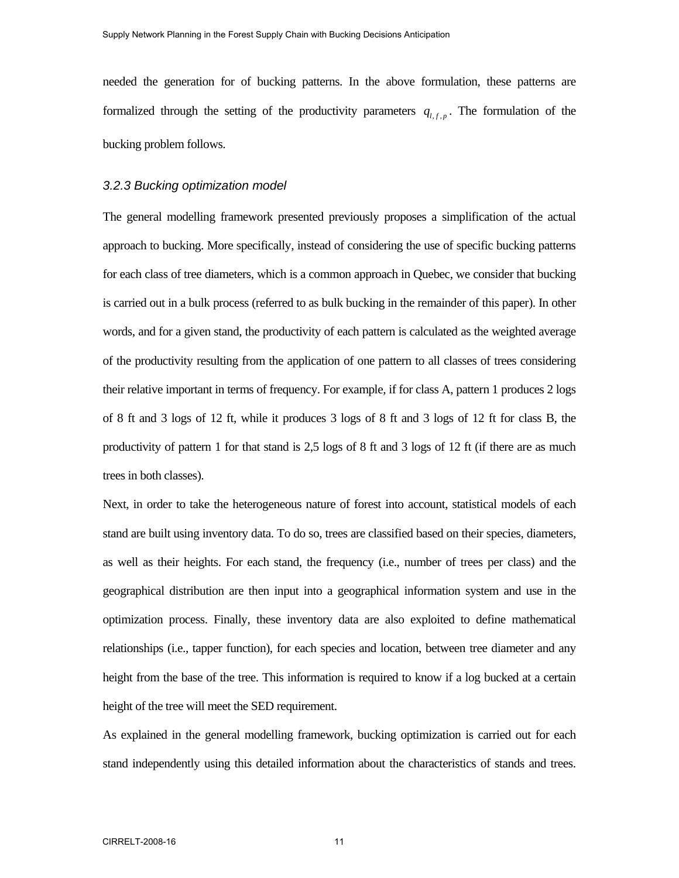needed the generation for of bucking patterns. In the above formulation, these patterns are formalized through the setting of the productivity parameters $q_{l,f,p}$. The formulation of the bucking problem follows.

### *3.2.3 Bucking optimization model*

The general modelling framework presented previously proposes a simplification of the actual approach to bucking. More specifically, instead of considering the use of specific bucking patterns for each class of tree diameters, which is a common approach in Quebec, we consider that bucking is carried out in a bulk process (referred to as bulk bucking in the remainder of this paper). In other words, and for a given stand, the productivity of each pattern is calculated as the weighted average of the productivity resulting from the application of one pattern to all classes of trees considering their relative important in terms of frequency. For example, if for class A, pattern 1 produces 2 logs of 8 ft and 3 logs of 12 ft, while it produces 3 logs of 8 ft and 3 logs of 12 ft for class B, the productivity of pattern 1 for that stand is 2,5 logs of 8 ft and 3 logs of 12 ft (if there are as much trees in both classes).

Next, in order to take the heterogeneous nature of forest into account, statistical models of each stand are built using inventory data. To do so, trees are classified based on their species, diameters, as well as their heights. For each stand, the frequency (i.e., number of trees per class) and the geographical distribution are then input into a geographical information system and use in the optimization process. Finally, these inventory data are also exploited to define mathematical relationships (i.e., tapper function), for each species and location, between tree diameter and any height from the base of the tree. This information is required to know if a log bucked at a certain height of the tree will meet the SED requirement.

As explained in the general modelling framework, bucking optimization is carried out for each stand independently using this detailed information about the characteristics of stands and trees.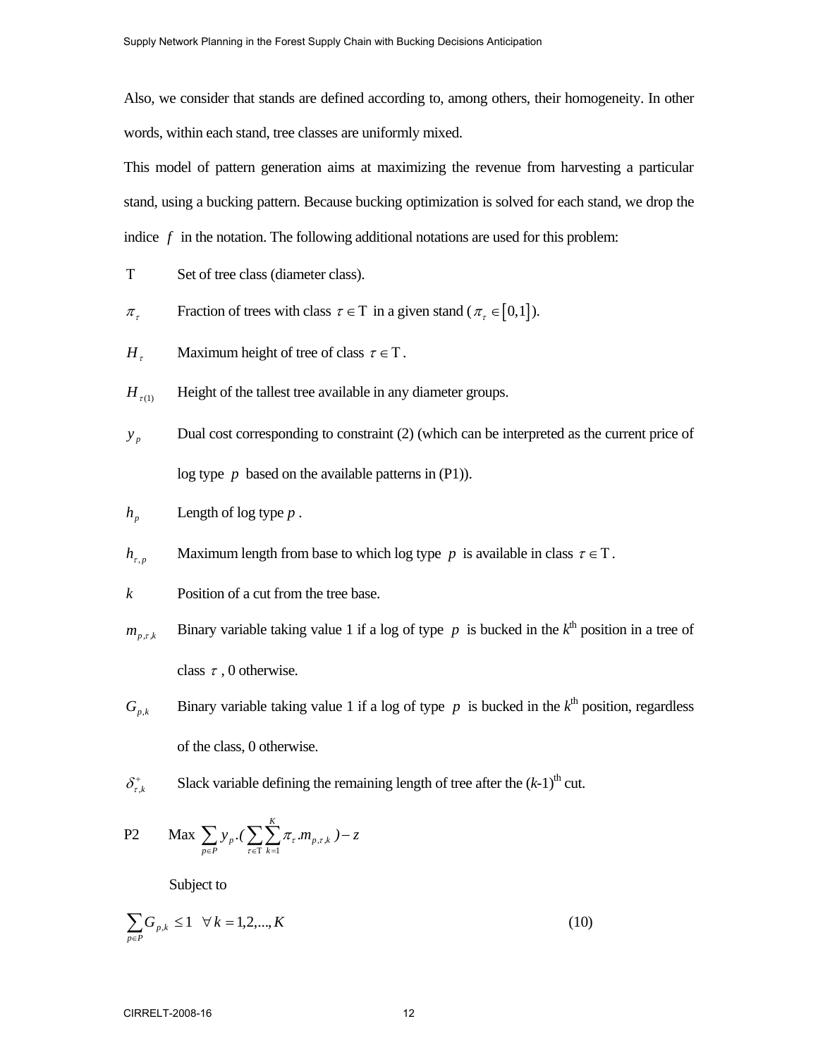Also, we consider that stands are defined according to, among others, their homogeneity. In other words, within each stand, tree classes are uniformly mixed.

This model of pattern generation aims at maximizing the revenue from harvesting a particular stand, using a bucking pattern. Because bucking optimization is solved for each stand, we drop the indice $f$ in the notation. The following additional notations are used for this problem:

- $\mathrm{T}$ Set of tree class (diameter class).
- $\pi_\tau$ Fraction of trees with class $\tau \in \mathrm{T}$ in a given stand ($\pi_\tau \in [0,1]$).
- $H_\tau$ Maximum height of tree of class $\tau \in \mathrm{T}$.
- $H_{\tau(1)}$ Height of the tallest tree available in any diameter groups.
- $y_p$ Dual cost corresponding to constraint (2) (which can be interpreted as the current price of log type $p$ based on the available patterns in (P1)).
- $h_p$ Length of log type $p$.
- $h_{\tau,p}$ Maximum length from base to which log type $p$ is available in class $\tau \in \mathrm{T}$.
- $k$ Position of a cut from the tree base.
- $m_{p,\tau,k}$ Binary variable taking value 1 if a log of type $p$ is bucked in the $k^{\text{th}}$ position in a tree of class $\tau$, 0 otherwise.
- $G_{p,k}$ Binary variable taking value 1 if a log of type $p$ is bucked in the $k^{\text{th}}$ position, regardless of the class, 0 otherwise.
- $\delta^{+}_{\tau,k}$ Slack variable defining the remaining length of tree after the $(k\text{-}1)^{\text{th}}$ cut.

P2 $$\text{Max} \sum_{p \in P} y_p . \left( \sum_{\tau \in \mathrm{T}} \sum_{k=1}^{K} \pi_\tau . m_{p,\tau,k} \right) - z$$

Subject to

$$\sum_{p \in P} G_{p,k} \leq 1 \quad \forall k = 1,2,...,K \tag{10}$$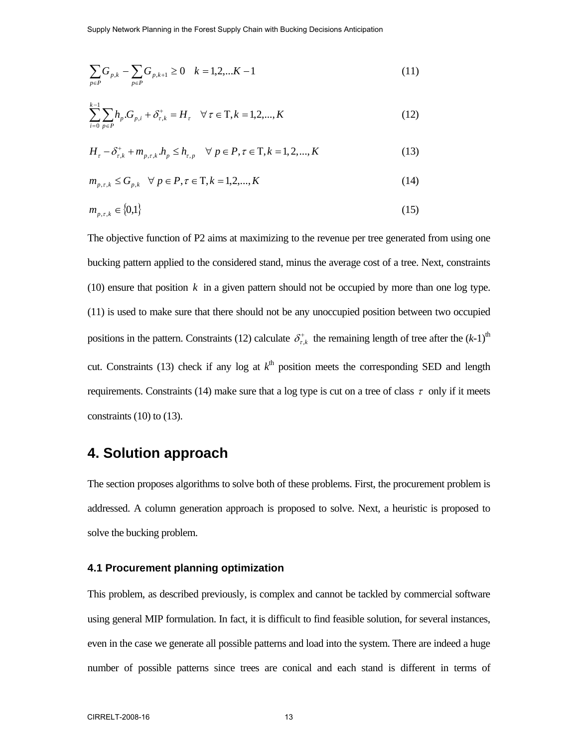$$\sum_{p \in P} G_{p,k} - \sum_{p \in P} G_{p,k+1} \geq 0 \quad k = 1,2,...K-1 \tag{11}$$

$$\sum_{i=0}^{k-1} \sum_{p \in P} h_p . G_{p,i} + \delta^{+}_{\tau,k} = H_{\tau} \quad \forall \tau \in \mathrm{T}, k = 1,2,...,K \tag{12}$$

$$H_{\tau} - \delta^{+}_{\tau,k} + m_{p,\tau,k} . h_p \leq h_{\tau,p} \quad \forall p \in P, \tau \in \mathrm{T}, k = 1,2,...,K \tag{13}$$

$$m_{p,\tau,k} \leq G_{p,k} \quad \forall p \in P, \tau \in \mathrm{T}, k = 1,2,...,K \tag{14}$$

$$m_{p,\tau,k} \in \{0,1\} \tag{15}$$

The objective function of P2 aims at maximizing to the revenue per tree generated from using one bucking pattern applied to the considered stand, minus the average cost of a tree. Next, constraints (10) ensure that position $k$ in a given pattern should not be occupied by more than one log type. (11) is used to make sure that there should not be any unoccupied position between two occupied positions in the pattern. Constraints (12) calculate $\delta^{+}_{\tau,k}$ the remaining length of tree after the ($k$-1)$^{\text{th}}$ cut. Constraints (13) check if any log at $k^{\text{th}}$ position meets the corresponding SED and length requirements. Constraints (14) make sure that a log type is cut on a tree of class $\tau$ only if it meets constraints (10) to (13).

## 4. Solution approach

The section proposes algorithms to solve both of these problems. First, the procurement problem is addressed. A column generation approach is proposed to solve. Next, a heuristic is proposed to solve the bucking problem.

### 4.1 Procurement planning optimization

This problem, as described previously, is complex and cannot be tackled by commercial software using general MIP formulation. In fact, it is difficult to find feasible solution, for several instances, even in the case we generate all possible patterns and load into the system. There are indeed a huge number of possible patterns since trees are conical and each stand is different in terms of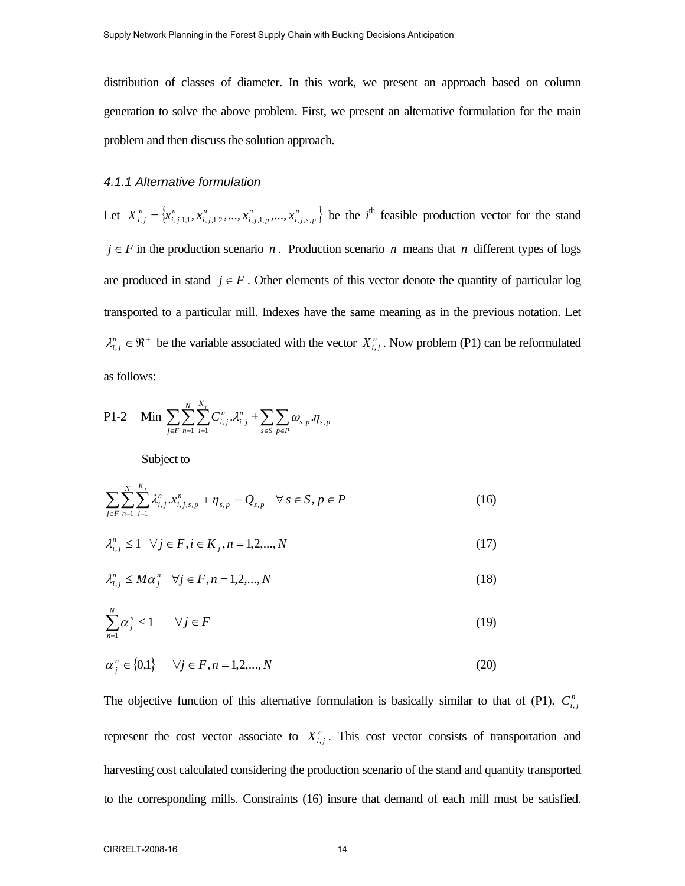distribution of classes of diameter. In this work, we present an approach based on column generation to solve the above problem. First, we present an alternative formulation for the main problem and then discuss the solution approach.

#### *4.1.1 Alternative formulation*

Let $X_{i,j}^{n} = \{x_{i,j,1,1}^{n}, x_{i,j,1,2}^{n}, ..., x_{i,j,1,p}^{n}, ..., x_{i,j,s,p}^{n}\}$ be the $i^{\text{th}}$ feasible production vector for the stand $j \in F$ in the production scenario $n$. Production scenario $n$ means that $n$ different types of logs are produced in stand $j \in F$. Other elements of this vector denote the quantity of particular log transported to a particular mill. Indexes have the same meaning as in the previous notation. Let $\lambda_{i,j}^{n} \in \Re^{+}$ be the variable associated with the vector $X_{i,j}^{n}$. Now problem (P1) can be reformulated as follows:

P1-2 $\quad \text{Min} \sum_{j \in F} \sum_{n=1}^{N} \sum_{i=1}^{K_j} C_{i,j}^{n} . \lambda_{i,j}^{n} + \sum_{s \in S} \sum_{p \in P} \omega_{s,p} . \eta_{s,p}$

Subject to

$$\sum_{j \in F} \sum_{n=1}^{N} \sum_{i=1}^{K_j} \lambda_{i,j}^{n} . x_{i,j,s,p}^{n} + \eta_{s,p} = Q_{s,p} \quad \forall s \in S, p \in P \tag{16}$$

$$\lambda_{i,j}^{n} \leq 1 \quad \forall j \in F, i \in K_j, n = 1,2,...,N \tag{17}$$

$$\lambda_{i,j}^{n} \leq M \alpha_{j}^{n} \quad \forall j \in F, n = 1,2,...,N \tag{18}$$

$$\sum_{n=1}^{N} \alpha_{j}^{n} \leq 1 \qquad \forall j \in F \tag{19}$$

$$\alpha_{j}^{n} \in \{0,1\} \qquad \forall j \in F, n = 1,2,...,N \tag{20}$$

The objective function of this alternative formulation is basically similar to that of (P1). $C_{i,j}^{n}$ represent the cost vector associate to $X_{i,j}^{n}$. This cost vector consists of transportation and harvesting cost calculated considering the production scenario of the stand and quantity transported to the corresponding mills. Constraints (16) insure that demand of each mill must be satisfied.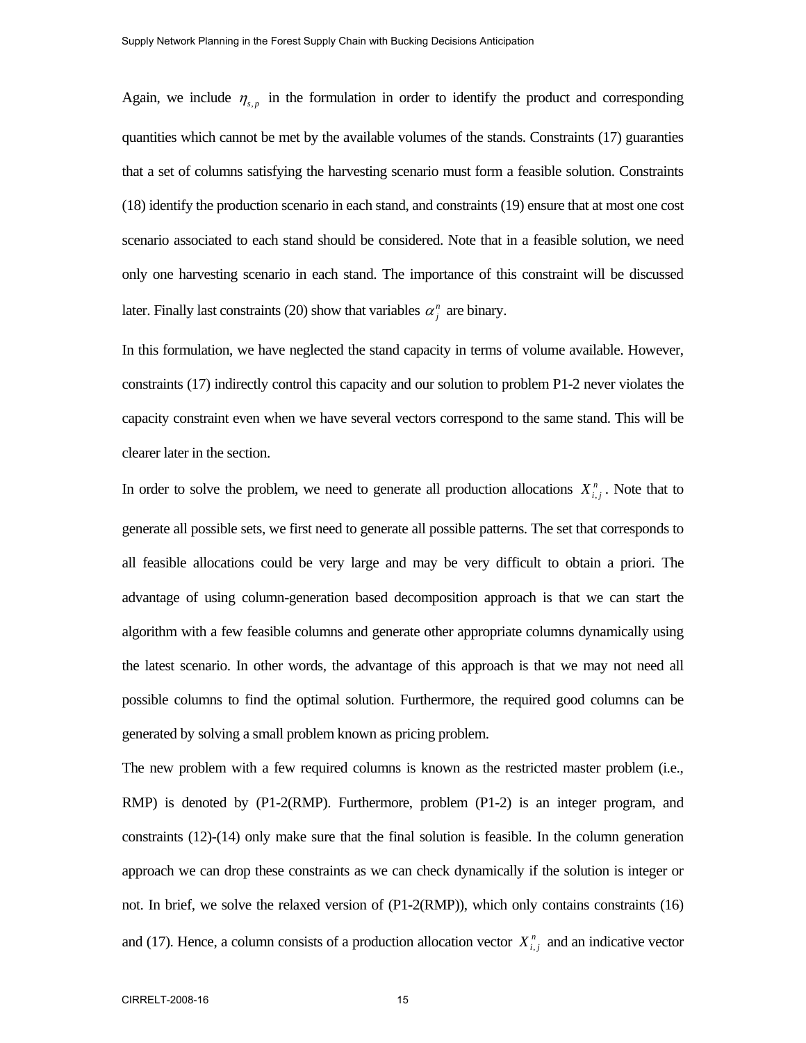Again, we include $\eta_{s,p}$ in the formulation in order to identify the product and corresponding quantities which cannot be met by the available volumes of the stands. Constraints (17) guaranties that a set of columns satisfying the harvesting scenario must form a feasible solution. Constraints (18) identify the production scenario in each stand, and constraints (19) ensure that at most one cost scenario associated to each stand should be considered. Note that in a feasible solution, we need only one harvesting scenario in each stand. The importance of this constraint will be discussed later. Finally last constraints (20) show that variables $\alpha_j^n$ are binary.

In this formulation, we have neglected the stand capacity in terms of volume available. However, constraints (17) indirectly control this capacity and our solution to problem P1-2 never violates the capacity constraint even when we have several vectors correspond to the same stand. This will be clearer later in the section.

In order to solve the problem, we need to generate all production allocations $X_{i,j}^n$. Note that to generate all possible sets, we first need to generate all possible patterns. The set that corresponds to all feasible allocations could be very large and may be very difficult to obtain a priori. The advantage of using column-generation based decomposition approach is that we can start the algorithm with a few feasible columns and generate other appropriate columns dynamically using the latest scenario. In other words, the advantage of this approach is that we may not need all possible columns to find the optimal solution. Furthermore, the required good columns can be generated by solving a small problem known as pricing problem.

The new problem with a few required columns is known as the restricted master problem (i.e., RMP) is denoted by (P1-2(RMP). Furthermore, problem (P1-2) is an integer program, and constraints (12)-(14) only make sure that the final solution is feasible. In the column generation approach we can drop these constraints as we can check dynamically if the solution is integer or not. In brief, we solve the relaxed version of (P1-2(RMP)), which only contains constraints (16) and (17). Hence, a column consists of a production allocation vector $X_{i,j}^n$ and an indicative vector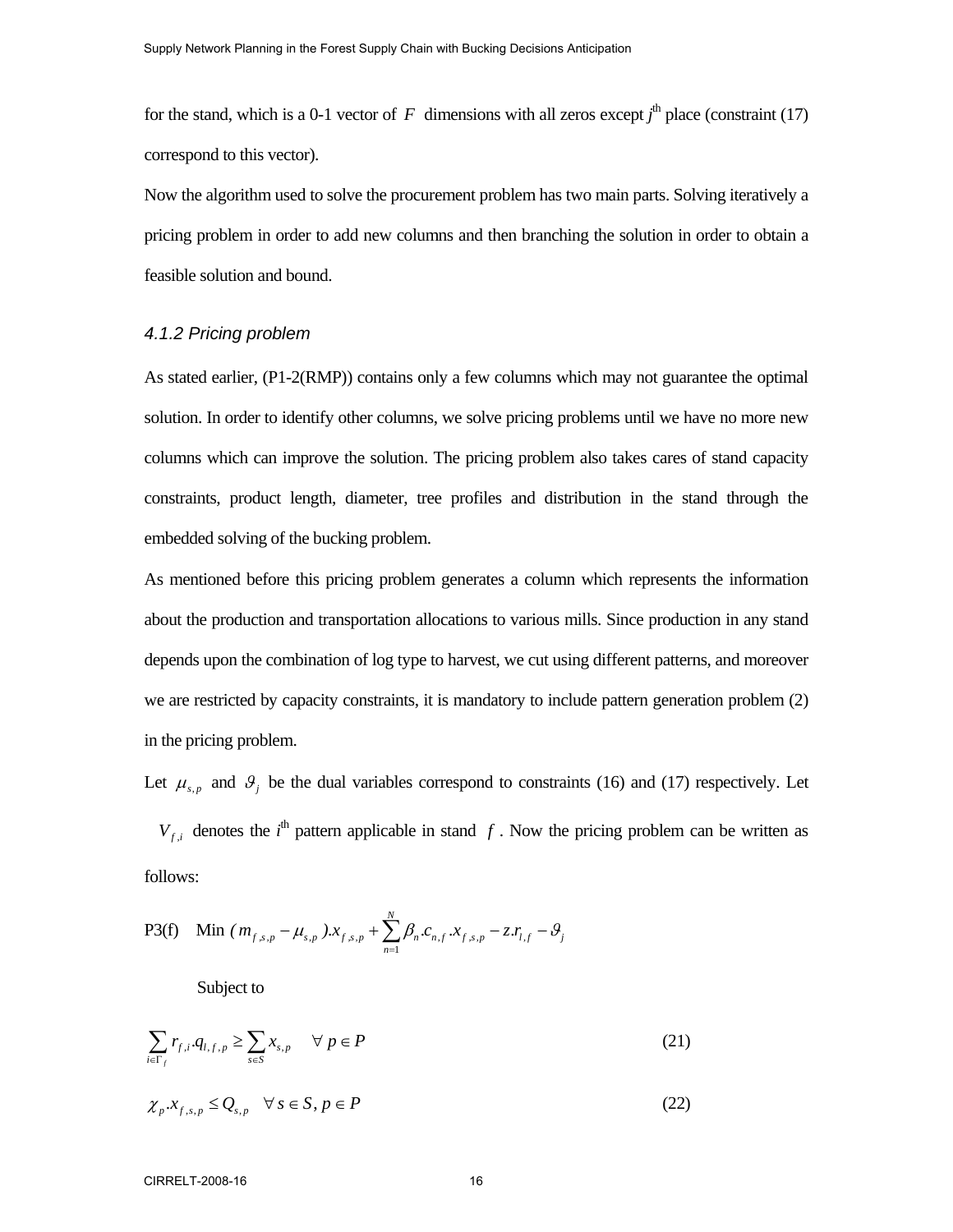for the stand, which is a 0-1 vector of $F$ dimensions with all zeros except $j^{\text{th}}$ place (constraint (17) correspond to this vector).

Now the algorithm used to solve the procurement problem has two main parts. Solving iteratively a pricing problem in order to add new columns and then branching the solution in order to obtain a feasible solution and bound.

### 4.1.2 Pricing problem

As stated earlier, (P1-2(RMP)) contains only a few columns which may not guarantee the optimal solution. In order to identify other columns, we solve pricing problems until we have no more new columns which can improve the solution. The pricing problem also takes cares of stand capacity constraints, product length, diameter, tree profiles and distribution in the stand through the embedded solving of the bucking problem.

As mentioned before this pricing problem generates a column which represents the information about the production and transportation allocations to various mills. Since production in any stand depends upon the combination of log type to harvest, we cut using different patterns, and moreover we are restricted by capacity constraints, it is mandatory to include pattern generation problem (2) in the pricing problem.

Let $\mu_{s,p}$ and $\vartheta_j$ be the dual variables correspond to constraints (16) and (17) respectively. Let $V_{f,i}$ denotes the $i^{\text{th}}$ pattern applicable in stand $f$. Now the pricing problem can be written as follows:

$$\text{P3(f)} \quad \text{Min } (m_{f,s,p} - \mu_{s,p}).x_{f,s,p} + \sum_{n=1}^{N} \beta_n.c_{n,f}.x_{f,s,p} - z.r_{l,f} - \vartheta_j$$

Subject to

$$\sum_{i \in \Gamma_f} r_{f,i}.q_{l,f,p} \geq \sum_{s \in S} x_{s,p} \quad \forall\, p \in P \tag{21}$$

$$\chi_p.x_{f,s,p} \leq Q_{s,p} \quad \forall\, s \in S, p \in P \tag{22}$$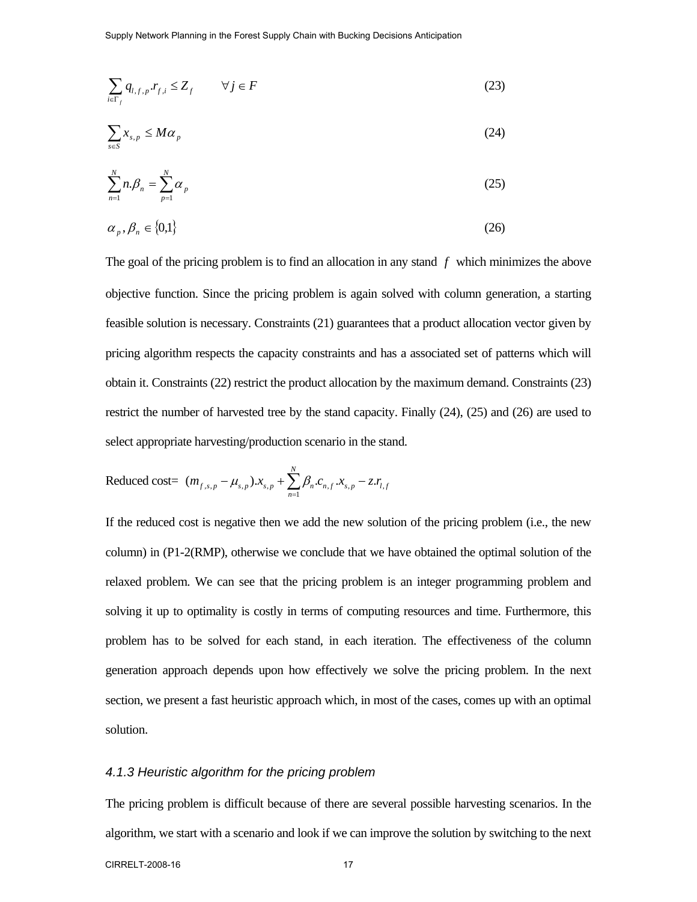$$\sum_{i \in \Gamma_f} q_{l,f,p}.r_{f,i} \le Z_f \qquad \forall j \in F \tag{23}$$

$$\sum_{s \in S} x_{s,p} \le M\alpha_p \tag{24}$$

$$\sum_{n=1}^{N} n.\beta_n = \sum_{p=1}^{N} \alpha_p \tag{25}$$

$$\alpha_p, \beta_n \in \{0,1\} \tag{26}$$

The goal of the pricing problem is to find an allocation in any stand $f$ which minimizes the above objective function. Since the pricing problem is again solved with column generation, a starting feasible solution is necessary. Constraints (21) guarantees that a product allocation vector given by pricing algorithm respects the capacity constraints and has a associated set of patterns which will obtain it. Constraints (22) restrict the product allocation by the maximum demand. Constraints (23) restrict the number of harvested tree by the stand capacity. Finally (24), (25) and (26) are used to select appropriate harvesting/production scenario in the stand.

Reduced cost= $(m_{f,s,p} - \mu_{s,p}).x_{s,p} + \sum_{n=1}^{N} \beta_n.c_{n,f}.x_{s,p} - z.r_{l,f}$

If the reduced cost is negative then we add the new solution of the pricing problem (i.e., the new column) in (P1-2(RMP), otherwise we conclude that we have obtained the optimal solution of the relaxed problem. We can see that the pricing problem is an integer programming problem and solving it up to optimality is costly in terms of computing resources and time. Furthermore, this problem has to be solved for each stand, in each iteration. The effectiveness of the column generation approach depends upon how effectively we solve the pricing problem. In the next section, we present a fast heuristic approach which, in most of the cases, comes up with an optimal solution.

### *4.1.3 Heuristic algorithm for the pricing problem*

The pricing problem is difficult because of there are several possible harvesting scenarios. In the algorithm, we start with a scenario and look if we can improve the solution by switching to the next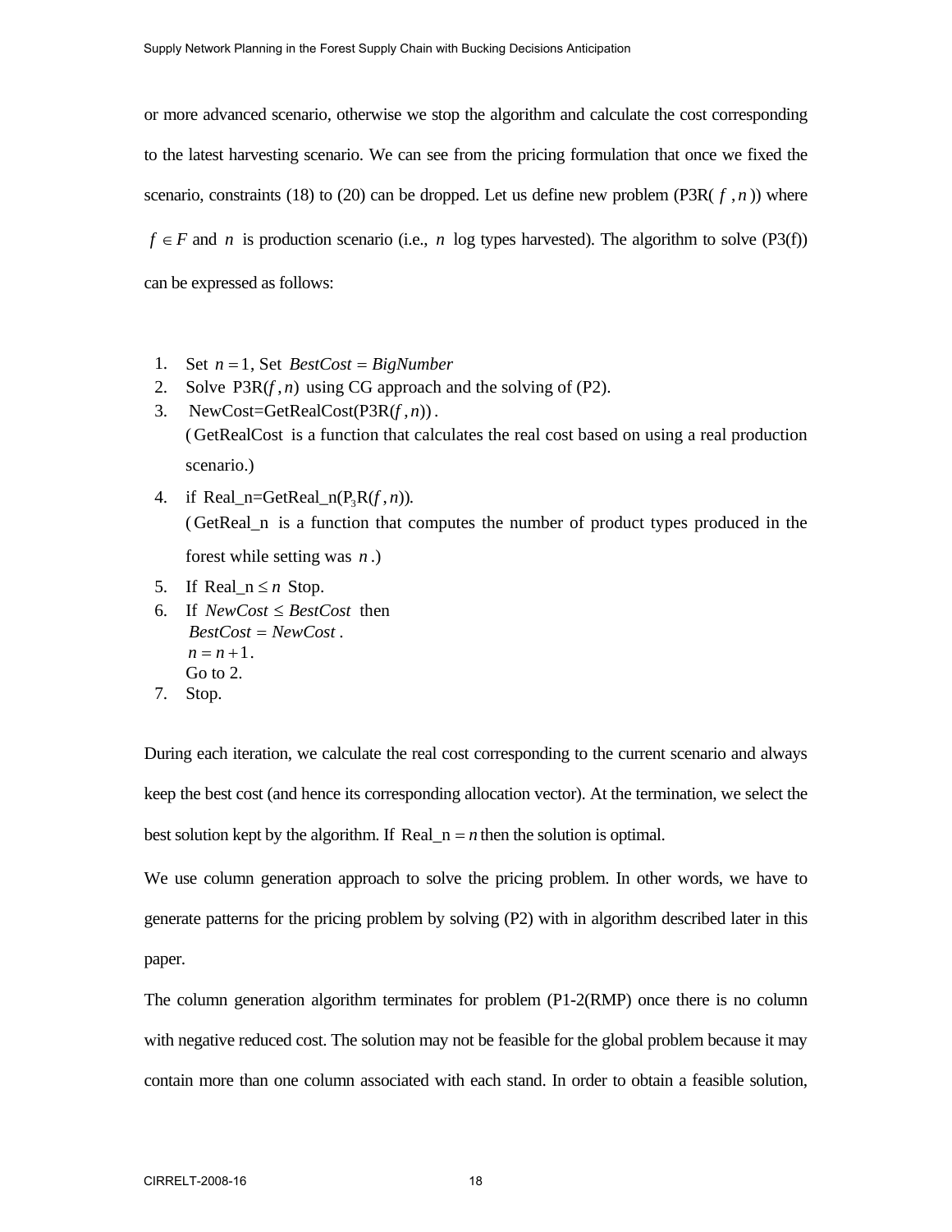or more advanced scenario, otherwise we stop the algorithm and calculate the cost corresponding to the latest harvesting scenario. We can see from the pricing formulation that once we fixed the scenario, constraints (18) to (20) can be dropped. Let us define new problem (P3R( $f$ , $n$ )) where $f \in F$ and $n$ is production scenario (i.e., $n$ log types harvested). The algorithm to solve (P3(f)) can be expressed as follows:

1. Set $n = 1$, Set $BestCost = BigNumber$
2. Solve $\text{P3R}(f, n)$ using CG approach and the solving of (P2).
3. $\text{NewCost=GetRealCost(P3R}(f, n))$.
   ( GetRealCost is a function that calculates the real cost based on using a real production scenario.)
4. if $\text{Real\_n=GetReal\_n(P}_3\text{R}(f, n))$.
   ( GetReal_n is a function that computes the number of product types produced in the forest while setting was $n$.)
5. If $\text{Real\_n} \leq n$ Stop.
6. If $NewCost \leq BestCost$ then
   $BestCost = NewCost$.
   $n = n + 1$.
   Go to 2.
7. Stop.

During each iteration, we calculate the real cost corresponding to the current scenario and always keep the best cost (and hence its corresponding allocation vector). At the termination, we select the best solution kept by the algorithm. If $\text{Real\_n} = n$ then the solution is optimal.

We use column generation approach to solve the pricing problem. In other words, we have to generate patterns for the pricing problem by solving (P2) with in algorithm described later in this paper.

The column generation algorithm terminates for problem (P1-2(RMP) once there is no column with negative reduced cost. The solution may not be feasible for the global problem because it may contain more than one column associated with each stand. In order to obtain a feasible solution,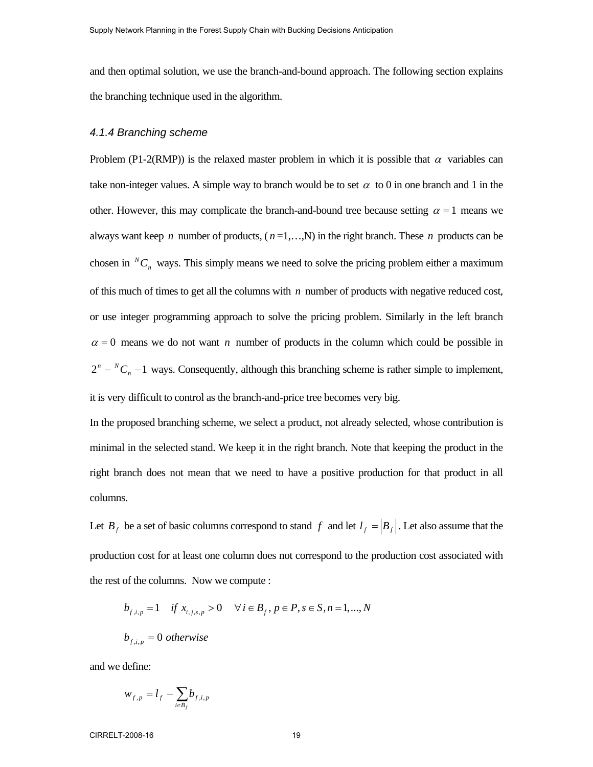and then optimal solution, we use the branch-and-bound approach. The following section explains the branching technique used in the algorithm.

### *4.1.4 Branching scheme*

Problem (P1-2(RMP)) is the relaxed master problem in which it is possible that $\alpha$ variables can take non-integer values. A simple way to branch would be to set $\alpha$ to 0 in one branch and 1 in the other. However, this may complicate the branch-and-bound tree because setting $\alpha = 1$ means we always want keep $n$ number of products, ($n$=1,…,N) in the right branch. These $n$ products can be chosen in ${}^{N}C_{n}$ ways. This simply means we need to solve the pricing problem either a maximum of this much of times to get all the columns with $n$ number of products with negative reduced cost, or use integer programming approach to solve the pricing problem. Similarly in the left branch $\alpha = 0$ means we do not want $n$ number of products in the column which could be possible in $2^{n} - {}^{N}C_{n} - 1$ ways. Consequently, although this branching scheme is rather simple to implement, it is very difficult to control as the branch-and-price tree becomes very big.

In the proposed branching scheme, we select a product, not already selected, whose contribution is minimal in the selected stand. We keep it in the right branch. Note that keeping the product in the right branch does not mean that we need to have a positive production for that product in all columns.

Let $B_f$ be a set of basic columns correspond to stand $f$ and let $l_f = |B_f|$. Let also assume that the production cost for at least one column does not correspond to the production cost associated with the rest of the columns. Now we compute :

$$b_{f,i,p} = 1 \quad if \ x_{i,j,s,p} > 0 \quad \forall i \in B_f, p \in P, s \in S, n = 1,..., N$$

$$b_{f,i,p} = 0 \ otherwise$$

and we define:

$$w_{f,p} = l_f - \sum_{i \in B_f} b_{f,i,p}$$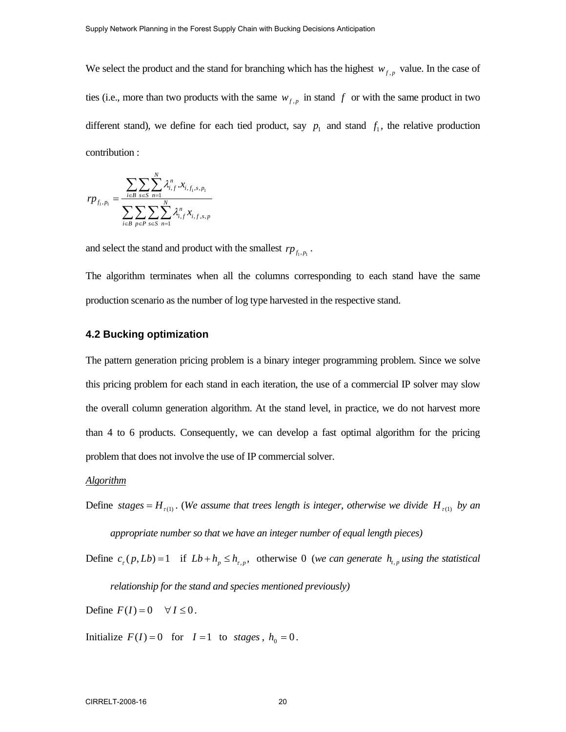We select the product and the stand for branching which has the highest $w_{f,p}$ value. In the case of ties (i.e., more than two products with the same $w_{f,p}$ in stand $f$ or with the same product in two different stand), we define for each tied product, say $p_1$ and stand $f_1$, the relative production contribution :

$$rp_{f_1,p_1} = \frac{\sum_{i \in B} \sum_{s \in S} \sum_{n=1}^{N} \lambda_{i,f}^{n} . x_{i,f_1,s,p_1}}{\sum_{i \in B} \sum_{p \in P} \sum_{s \in S} \sum_{n=1}^{N} \lambda_{i,f}^{n} x_{i,f,s,p}}$$

and select the stand and product with the smallest $rp_{f_1,p_1}$.

The algorithm terminates when all the columns corresponding to each stand have the same production scenario as the number of log type harvested in the respective stand.

### 4.2 Bucking optimization

The pattern generation pricing problem is a binary integer programming problem. Since we solve this pricing problem for each stand in each iteration, the use of a commercial IP solver may slow the overall column generation algorithm. At the stand level, in practice, we do not harvest more than 4 to 6 products. Consequently, we can develop a fast optimal algorithm for the pricing problem that does not involve the use of IP commercial solver.

<u>*Algorithm*</u>

Define $stages = H_{\tau(1)}$. (*We assume that trees length is integer, otherwise we divide $H_{\tau(1)}$ by an appropriate number so that we have an integer number of equal length pieces)*

Define $c_{\tau}(p, Lb) = 1$ if $Lb + h_p \leq h_{\tau,p}$, otherwise 0 (*we can generate $h_{t,p}$ using the statistical relationship for the stand and species mentioned previously)*

Define $F(I) = 0 \quad \forall I \leq 0$.

Initialize $F(I) = 0$ for $I = 1$ to $stages$, $h_0 = 0$.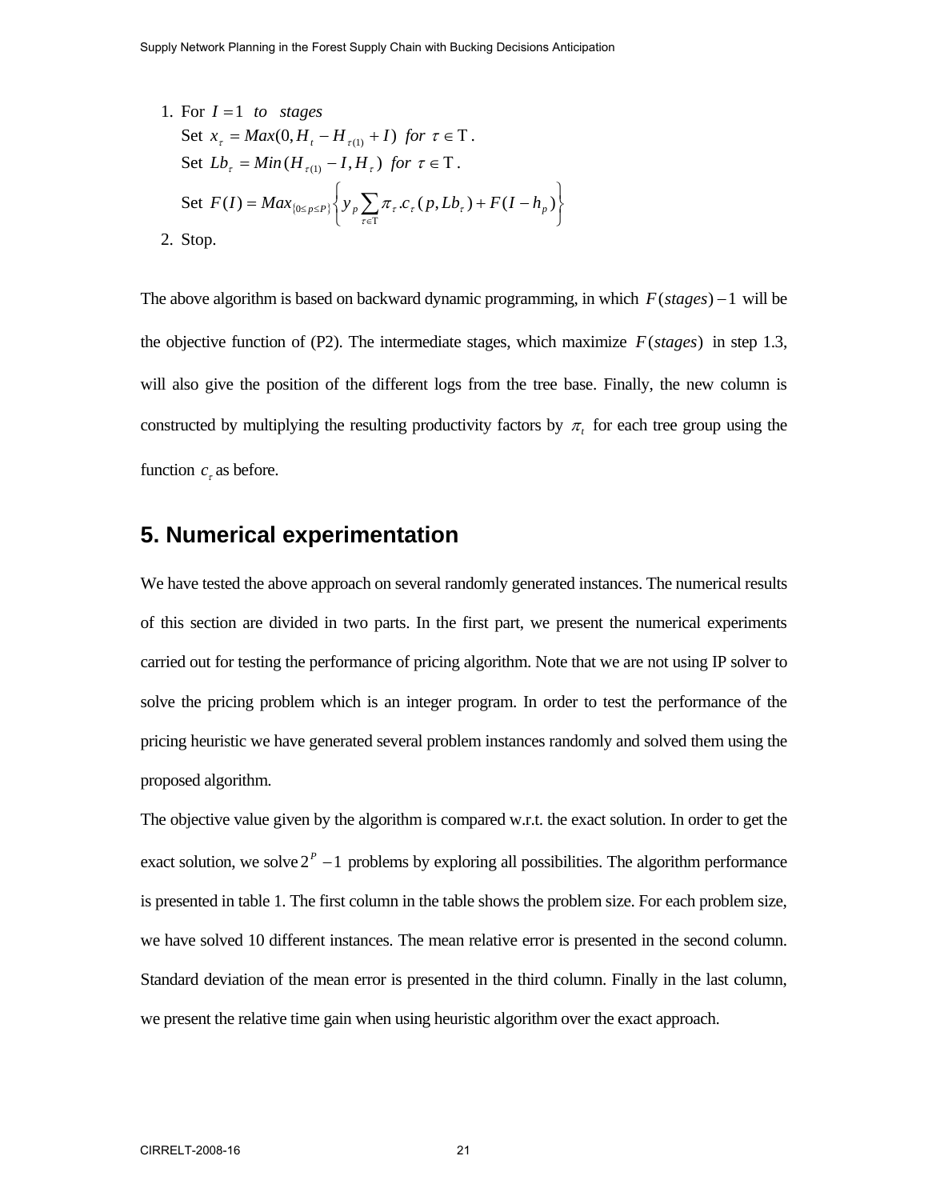1. For $I = 1 \quad to \quad stages$
   Set $x_\tau = Max(0, H_t - H_{\tau(1)} + I) \;\; for \;\; \tau \in \mathrm{T}$.
   Set $Lb_\tau = Min(H_{\tau(1)} - I, H_\tau) \;\; for \;\; \tau \in \mathrm{T}$.
   Set $F(I) = Max_{\{0 \le p \le P\}} \left\{ y_p \sum_{\tau \in \mathrm{T}} \pi_\tau . c_\tau(p, Lb_\tau) + F(I - h_p) \right\}$
2. Stop.

The above algorithm is based on backward dynamic programming, in which $F(stages) - 1$ will be the objective function of (P2). The intermediate stages, which maximize $F(stages)$ in step 1.3, will also give the position of the different logs from the tree base. Finally, the new column is constructed by multiplying the resulting productivity factors by $\pi_t$ for each tree group using the function $c_\tau$ as before.

## 5. Numerical experimentation

We have tested the above approach on several randomly generated instances. The numerical results of this section are divided in two parts. In the first part, we present the numerical experiments carried out for testing the performance of pricing algorithm. Note that we are not using IP solver to solve the pricing problem which is an integer program. In order to test the performance of the pricing heuristic we have generated several problem instances randomly and solved them using the proposed algorithm.

The objective value given by the algorithm is compared w.r.t. the exact solution. In order to get the exact solution, we solve $2^P - 1$ problems by exploring all possibilities. The algorithm performance is presented in table 1. The first column in the table shows the problem size. For each problem size, we have solved 10 different instances. The mean relative error is presented in the second column. Standard deviation of the mean error is presented in the third column. Finally in the last column, we present the relative time gain when using heuristic algorithm over the exact approach.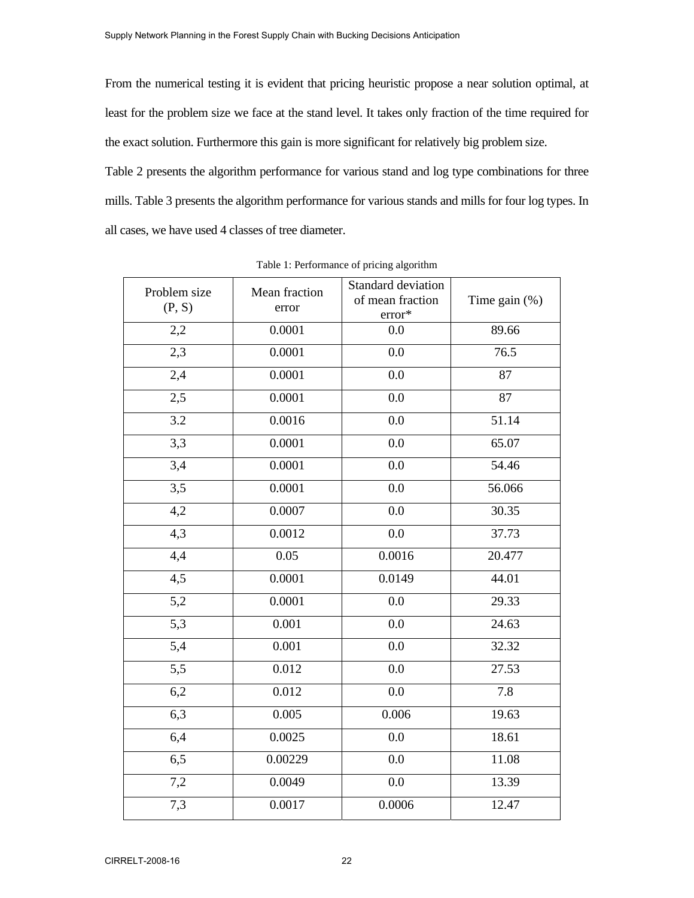From the numerical testing it is evident that pricing heuristic propose a near solution optimal, at least for the problem size we face at the stand level. It takes only fraction of the time required for the exact solution. Furthermore this gain is more significant for relatively big problem size.

Table 2 presents the algorithm performance for various stand and log type combinations for three mills. Table 3 presents the algorithm performance for various stands and mills for four log types. In all cases, we have used 4 classes of tree diameter.

Table 1: Performance of pricing algorithm

| Problem size (P, S) | Mean fraction error | Standard deviation of mean fraction error* | Time gain (%) |
|---|---|---|---|
| 2,2 | 0.0001 | 0.0 | 89.66 |
| 2,3 | 0.0001 | 0.0 | 76.5 |
| 2,4 | 0.0001 | 0.0 | 87 |
| 2,5 | 0.0001 | 0.0 | 87 |
| 3.2 | 0.0016 | 0.0 | 51.14 |
| 3,3 | 0.0001 | 0.0 | 65.07 |
| 3,4 | 0.0001 | 0.0 | 54.46 |
| 3,5 | 0.0001 | 0.0 | 56.066 |
| 4,2 | 0.0007 | 0.0 | 30.35 |
| 4,3 | 0.0012 | 0.0 | 37.73 |
| 4,4 | 0.05 | 0.0016 | 20.477 |
| 4,5 | 0.0001 | 0.0149 | 44.01 |
| 5,2 | 0.0001 | 0.0 | 29.33 |
| 5,3 | 0.001 | 0.0 | 24.63 |
| 5,4 | 0.001 | 0.0 | 32.32 |
| 5,5 | 0.012 | 0.0 | 27.53 |
| 6,2 | 0.012 | 0.0 | 7.8 |
| 6,3 | 0.005 | 0.006 | 19.63 |
| 6,4 | 0.0025 | 0.0 | 18.61 |
| 6,5 | 0.00229 | 0.0 | 11.08 |
| 7,2 | 0.0049 | 0.0 | 13.39 |
| 7,3 | 0.0017 | 0.0006 | 12.47 |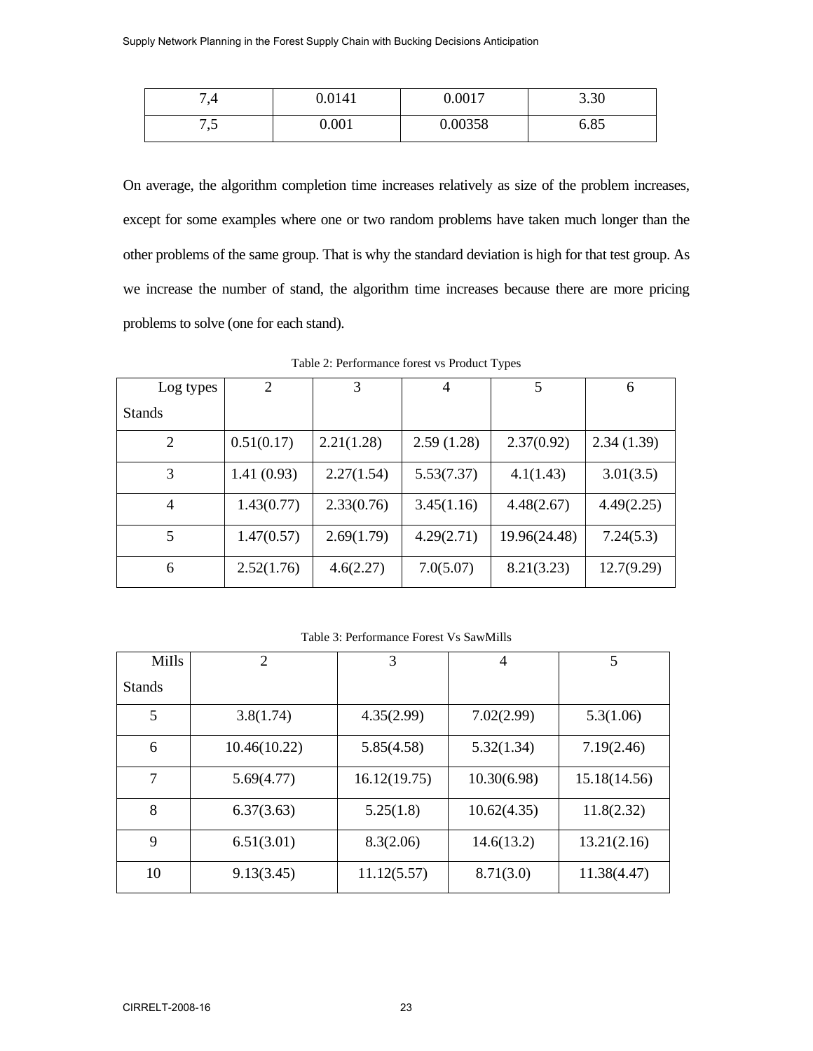| 7,4 | 0.0141 | 0.0017 | 3.30 |
|---|---|---|---|
| 7,5 | 0.001 | 0.00358 | 6.85 |

On average, the algorithm completion time increases relatively as size of the problem increases, except for some examples where one or two random problems have taken much longer than the other problems of the same group. That is why the standard deviation is high for that test group. As we increase the number of stand, the algorithm time increases because there are more pricing problems to solve (one for each stand).

Table 2: Performance forest vs Product Types

| Log types<br>Stands | 2 | 3 | 4 | 5 | 6 |
|---|---|---|---|---|---|
| 2 | 0.51(0.17) | 2.21(1.28) | 2.59 (1.28) | 2.37(0.92) | 2.34 (1.39) |
| 3 | 1.41 (0.93) | 2.27(1.54) | 5.53(7.37) | 4.1(1.43) | 3.01(3.5) |
| 4 | 1.43(0.77) | 2.33(0.76) | 3.45(1.16) | 4.48(2.67) | 4.49(2.25) |
| 5 | 1.47(0.57) | 2.69(1.79) | 4.29(2.71) | 19.96(24.48) | 7.24(5.3) |
| 6 | 2.52(1.76) | 4.6(2.27) | 7.0(5.07) | 8.21(3.23) | 12.7(9.29) |

Table 3: Performance Forest Vs SawMills

| MiIls<br>Stands | 2 | 3 | 4 | 5 |
|---|---|---|---|---|
| 5 | 3.8(1.74) | 4.35(2.99) | 7.02(2.99) | 5.3(1.06) |
| 6 | 10.46(10.22) | 5.85(4.58) | 5.32(1.34) | 7.19(2.46) |
| 7 | 5.69(4.77) | 16.12(19.75) | 10.30(6.98) | 15.18(14.56) |
| 8 | 6.37(3.63) | 5.25(1.8) | 10.62(4.35) | 11.8(2.32) |
| 9 | 6.51(3.01) | 8.3(2.06) | 14.6(13.2) | 13.21(2.16) |
| 10 | 9.13(3.45) | 11.12(5.57) | 8.71(3.0) | 11.38(4.47) |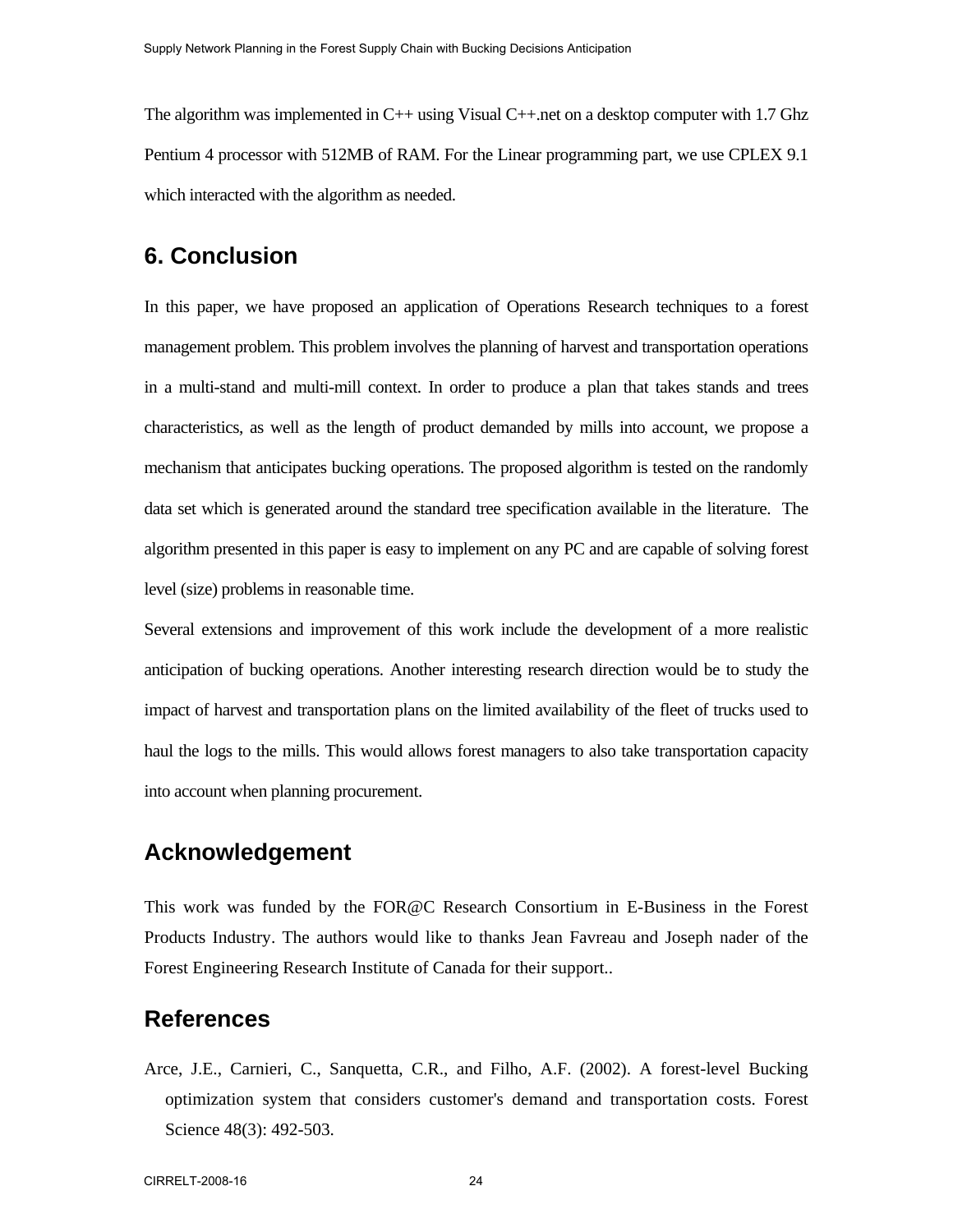The algorithm was implemented in C++ using Visual C++.net on a desktop computer with 1.7 Ghz Pentium 4 processor with 512MB of RAM. For the Linear programming part, we use CPLEX 9.1 which interacted with the algorithm as needed.

## 6. Conclusion

In this paper, we have proposed an application of Operations Research techniques to a forest management problem. This problem involves the planning of harvest and transportation operations in a multi-stand and multi-mill context. In order to produce a plan that takes stands and trees characteristics, as well as the length of product demanded by mills into account, we propose a mechanism that anticipates bucking operations. The proposed algorithm is tested on the randomly data set which is generated around the standard tree specification available in the literature. The algorithm presented in this paper is easy to implement on any PC and are capable of solving forest level (size) problems in reasonable time.

Several extensions and improvement of this work include the development of a more realistic anticipation of bucking operations. Another interesting research direction would be to study the impact of harvest and transportation plans on the limited availability of the fleet of trucks used to haul the logs to the mills. This would allows forest managers to also take transportation capacity into account when planning procurement.

## Acknowledgement

This work was funded by the FOR@C Research Consortium in E-Business in the Forest Products Industry. The authors would like to thanks Jean Favreau and Joseph nader of the Forest Engineering Research Institute of Canada for their support..

## References

Arce, J.E., Carnieri, C., Sanquetta, C.R., and Filho, A.F. (2002). A forest-level Bucking optimization system that considers customer's demand and transportation costs. Forest Science 48(3): 492-503.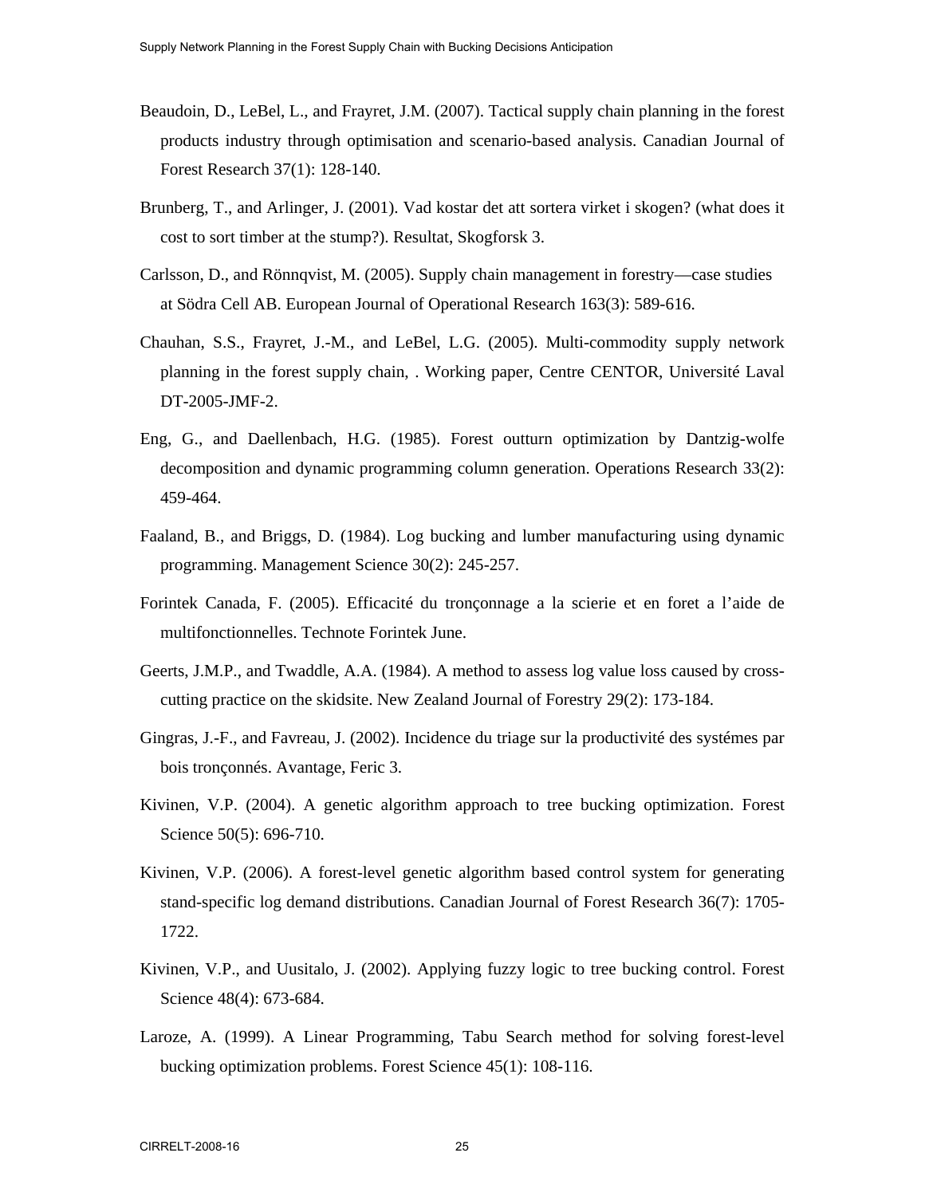Beaudoin, D., LeBel, L., and Frayret, J.M. (2007). Tactical supply chain planning in the forest products industry through optimisation and scenario-based analysis. Canadian Journal of Forest Research 37(1): 128-140.

Brunberg, T., and Arlinger, J. (2001). Vad kostar det att sortera virket i skogen? (what does it cost to sort timber at the stump?). Resultat, Skogforsk 3.

Carlsson, D., and Rönnqvist, M. (2005). Supply chain management in forestry—case studies at Södra Cell AB. European Journal of Operational Research 163(3): 589-616.

Chauhan, S.S., Frayret, J.-M., and LeBel, L.G. (2005). Multi-commodity supply network planning in the forest supply chain, . Working paper, Centre CENTOR, Université Laval DT-2005-JMF-2.

Eng, G., and Daellenbach, H.G. (1985). Forest outturn optimization by Dantzig-wolfe decomposition and dynamic programming column generation. Operations Research 33(2): 459-464.

Faaland, B., and Briggs, D. (1984). Log bucking and lumber manufacturing using dynamic programming. Management Science 30(2): 245-257.

Forintek Canada, F. (2005). Efficacité du tronçonnage a la scierie et en foret a l'aide de multifonctionnelles. Technote Forintek June.

Geerts, J.M.P., and Twaddle, A.A. (1984). A method to assess log value loss caused by cross-cutting practice on the skidsite. New Zealand Journal of Forestry 29(2): 173-184.

Gingras, J.-F., and Favreau, J. (2002). Incidence du triage sur la productivité des systémes par bois tronçonnés. Avantage, Feric 3.

Kivinen, V.P. (2004). A genetic algorithm approach to tree bucking optimization. Forest Science 50(5): 696-710.

Kivinen, V.P. (2006). A forest-level genetic algorithm based control system for generating stand-specific log demand distributions. Canadian Journal of Forest Research 36(7): 1705-1722.

Kivinen, V.P., and Uusitalo, J. (2002). Applying fuzzy logic to tree bucking control. Forest Science 48(4): 673-684.

Laroze, A. (1999). A Linear Programming, Tabu Search method for solving forest-level bucking optimization problems. Forest Science 45(1): 108-116.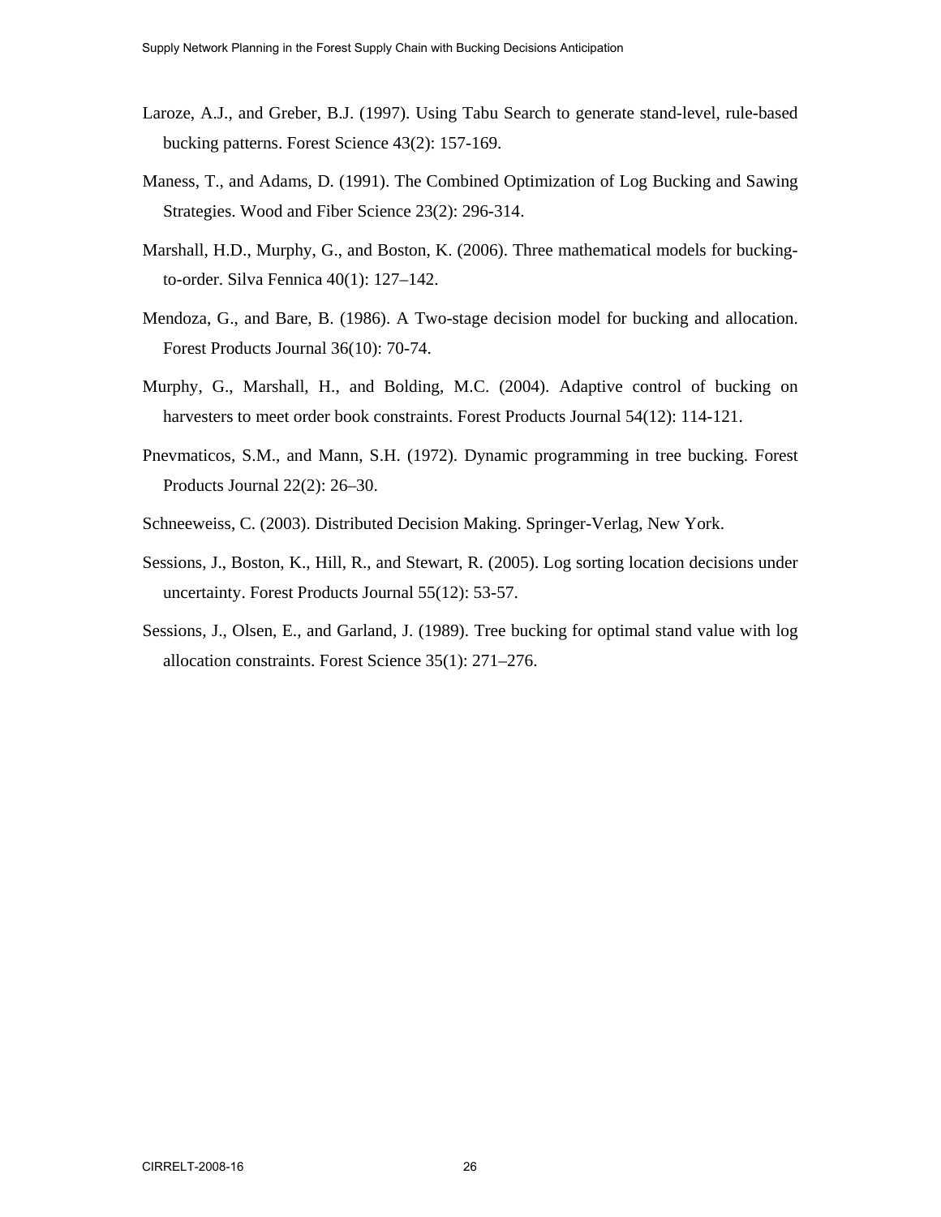Laroze, A.J., and Greber, B.J. (1997). Using Tabu Search to generate stand-level, rule-based bucking patterns. Forest Science 43(2): 157-169.

Maness, T., and Adams, D. (1991). The Combined Optimization of Log Bucking and Sawing Strategies. Wood and Fiber Science 23(2): 296-314.

Marshall, H.D., Murphy, G., and Boston, K. (2006). Three mathematical models for bucking-to-order. Silva Fennica 40(1): 127–142.

Mendoza, G., and Bare, B. (1986). A Two-stage decision model for bucking and allocation. Forest Products Journal 36(10): 70-74.

Murphy, G., Marshall, H., and Bolding, M.C. (2004). Adaptive control of bucking on harvesters to meet order book constraints. Forest Products Journal 54(12): 114-121.

Pnevmaticos, S.M., and Mann, S.H. (1972). Dynamic programming in tree bucking. Forest Products Journal 22(2): 26–30.

Schneeweiss, C. (2003). Distributed Decision Making. Springer-Verlag, New York.

Sessions, J., Boston, K., Hill, R., and Stewart, R. (2005). Log sorting location decisions under uncertainty. Forest Products Journal 55(12): 53-57.

Sessions, J., Olsen, E., and Garland, J. (1989). Tree bucking for optimal stand value with log allocation constraints. Forest Science 35(1): 271–276.